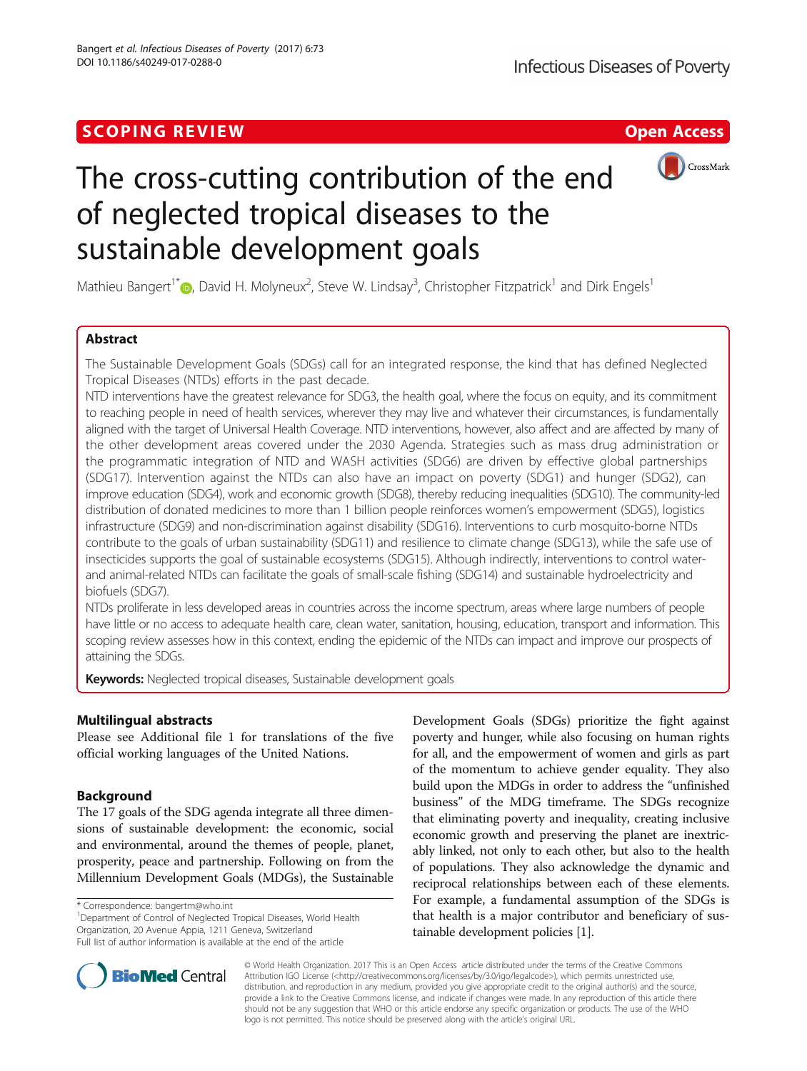SCOPING REVIEW

Open Access

# The cross-cutting contribution of the end of neglected tropical diseases to the sustainable development goals

Mathieu Bangert[1*], David H. Molyneux[2], Steve W. Lindsay[3], Christopher Fitzpatrick[1] and Dirk Engels[1]

## Abstract

The Sustainable Development Goals (SDGs) call for an integrated response, the kind that has defined Neglected Tropical Diseases (NTDs) efforts in the past decade.

NTD interventions have the greatest relevance for SDG3, the health goal, where the focus on equity, and its commitment to reaching people in need of health services, wherever they may live and whatever their circumstances, is fundamentally aligned with the target of Universal Health Coverage. NTD interventions, however, also affect and are affected by many of the other development areas covered under the 2030 Agenda. Strategies such as mass drug administration or the programmatic integration of NTD and WASH activities (SDG6) are driven by effective global partnerships (SDG17). Intervention against the NTDs can also have an impact on poverty (SDG1) and hunger (SDG2), can improve education (SDG4), work and economic growth (SDG8), thereby reducing inequalities (SDG10). The community-led distribution of donated medicines to more than 1 billion people reinforces women's empowerment (SDG5), logistics infrastructure (SDG9) and non-discrimination against disability (SDG16). Interventions to curb mosquito-borne NTDs contribute to the goals of urban sustainability (SDG11) and resilience to climate change (SDG13), while the safe use of insecticides supports the goal of sustainable ecosystems (SDG15). Although indirectly, interventions to control water- and animal-related NTDs can facilitate the goals of small-scale fishing (SDG14) and sustainable hydroelectricity and biofuels (SDG7).

NTDs proliferate in less developed areas in countries across the income spectrum, areas where large numbers of people have little or no access to adequate health care, clean water, sanitation, housing, education, transport and information. This scoping review assesses how in this context, ending the epidemic of the NTDs can impact and improve our prospects of attaining the SDGs.

**Keywords:** Neglected tropical diseases, Sustainable development goals

## Multilingual abstracts

Please see Additional file 1 for translations of the five official working languages of the United Nations.

## Background

The 17 goals of the SDG agenda integrate all three dimensions of sustainable development: the economic, social and environmental, around the themes of people, planet, prosperity, peace and partnership. Following on from the Millennium Development Goals (MDGs), the Sustainable Development Goals (SDGs) prioritize the fight against poverty and hunger, while also focusing on human rights for all, and the empowerment of women and girls as part of the momentum to achieve gender equality. They also build upon the MDGs in order to address the "unfinished business" of the MDG timeframe. The SDGs recognize that eliminating poverty and inequality, creating inclusive economic growth and preserving the planet are inextricably linked, not only to each other, but also to the health of populations. They also acknowledge the dynamic and reciprocal relationships between each of these elements. For example, a fundamental assumption of the SDGs is that health is a major contributor and beneficiary of sustainable development policies [1].

* Correspondence: bangertm@who.int
[1]Department of Control of Neglected Tropical Diseases, World Health Organization, 20 Avenue Appia, 1211 Geneva, Switzerland
Full list of author information is available at the end of the article

© World Health Organization. 2017 This is an Open Access article distributed under the terms of the Creative Commons Attribution IGO License (<http://creativecommons.org/licenses/by/3.0/igo/legalcode>), which permits unrestricted use, distribution, and reproduction in any medium, provided you give appropriate credit to the original author(s) and the source, provide a link to the Creative Commons license, and indicate if changes were made. In any reproduction of this article there should not be any suggestion that WHO or this article endorse any specific organization or products. The use of the WHO logo is not permitted. This notice should be preserved along with the article's original URL.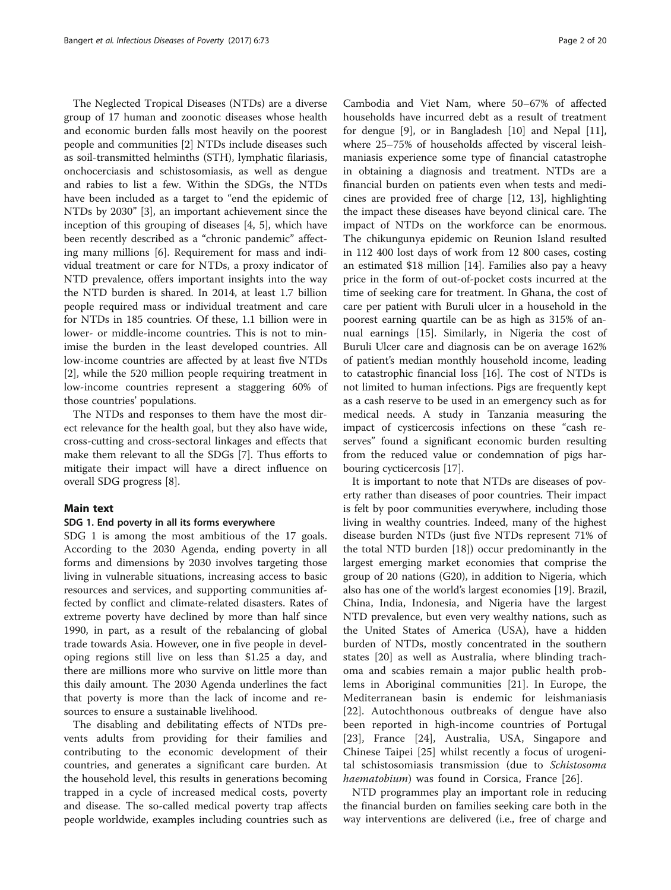The Neglected Tropical Diseases (NTDs) are a diverse group of 17 human and zoonotic diseases whose health and economic burden falls most heavily on the poorest people and communities [2] NTDs include diseases such as soil-transmitted helminths (STH), lymphatic filariasis, onchocerciasis and schistosomiasis, as well as dengue and rabies to list a few. Within the SDGs, the NTDs have been included as a target to "end the epidemic of NTDs by 2030" [3], an important achievement since the inception of this grouping of diseases [4, 5], which have been recently described as a "chronic pandemic" affecting many millions [6]. Requirement for mass and individual treatment or care for NTDs, a proxy indicator of NTD prevalence, offers important insights into the way the NTD burden is shared. In 2014, at least 1.7 billion people required mass or individual treatment and care for NTDs in 185 countries. Of these, 1.1 billion were in lower- or middle-income countries. This is not to minimise the burden in the least developed countries. All low-income countries are affected by at least five NTDs [2], while the 520 million people requiring treatment in low-income countries represent a staggering 60% of those countries' populations.

The NTDs and responses to them have the most direct relevance for the health goal, but they also have wide, cross-cutting and cross-sectoral linkages and effects that make them relevant to all the SDGs [7]. Thus efforts to mitigate their impact will have a direct influence on overall SDG progress [8].

## Main text

### SDG 1. End poverty in all its forms everywhere

SDG 1 is among the most ambitious of the 17 goals. According to the 2030 Agenda, ending poverty in all forms and dimensions by 2030 involves targeting those living in vulnerable situations, increasing access to basic resources and services, and supporting communities affected by conflict and climate-related disasters. Rates of extreme poverty have declined by more than half since 1990, in part, as a result of the rebalancing of global trade towards Asia. However, one in five people in developing regions still live on less than $1.25 a day, and there are millions more who survive on little more than this daily amount. The 2030 Agenda underlines the fact that poverty is more than the lack of income and resources to ensure a sustainable livelihood.

The disabling and debilitating effects of NTDs prevents adults from providing for their families and contributing to the economic development of their countries, and generates a significant care burden. At the household level, this results in generations becoming trapped in a cycle of increased medical costs, poverty and disease. The so-called medical poverty trap affects people worldwide, examples including countries such as Cambodia and Viet Nam, where 50–67% of affected households have incurred debt as a result of treatment for dengue [9], or in Bangladesh [10] and Nepal [11], where 25–75% of households affected by visceral leishmaniasis experience some type of financial catastrophe in obtaining a diagnosis and treatment. NTDs are a financial burden on patients even when tests and medicines are provided free of charge [12, 13], highlighting the impact these diseases have beyond clinical care. The impact of NTDs on the workforce can be enormous. The chikungunya epidemic on Reunion Island resulted in 112 400 lost days of work from 12 800 cases, costing an estimated $18 million [14]. Families also pay a heavy price in the form of out-of-pocket costs incurred at the time of seeking care for treatment. In Ghana, the cost of care per patient with Buruli ulcer in a household in the poorest earning quartile can be as high as 315% of annual earnings [15]. Similarly, in Nigeria the cost of Buruli Ulcer care and diagnosis can be on average 162% of patient's median monthly household income, leading to catastrophic financial loss [16]. The cost of NTDs is not limited to human infections. Pigs are frequently kept as a cash reserve to be used in an emergency such as for medical needs. A study in Tanzania measuring the impact of cysticercosis infections on these "cash reserves" found a significant economic burden resulting from the reduced value or condemnation of pigs harbouring cycticercosis [17].

It is important to note that NTDs are diseases of poverty rather than diseases of poor countries. Their impact is felt by poor communities everywhere, including those living in wealthy countries. Indeed, many of the highest disease burden NTDs (just five NTDs represent 71% of the total NTD burden [18]) occur predominantly in the largest emerging market economies that comprise the group of 20 nations (G20), in addition to Nigeria, which also has one of the world's largest economies [19]. Brazil, China, India, Indonesia, and Nigeria have the largest NTD prevalence, but even very wealthy nations, such as the United States of America (USA), have a hidden burden of NTDs, mostly concentrated in the southern states [20] as well as Australia, where blinding trachoma and scabies remain a major public health problems in Aboriginal communities [21]. In Europe, the Mediterranean basin is endemic for leishmaniasis [22]. Autochthonous outbreaks of dengue have also been reported in high-income countries of Portugal [23], France [24], Australia, USA, Singapore and Chinese Taipei [25] whilst recently a focus of urogenital schistosomiasis transmission (due to *Schistosoma haematobium*) was found in Corsica, France [26].

NTD programmes play an important role in reducing the financial burden on families seeking care both in the way interventions are delivered (i.e., free of charge and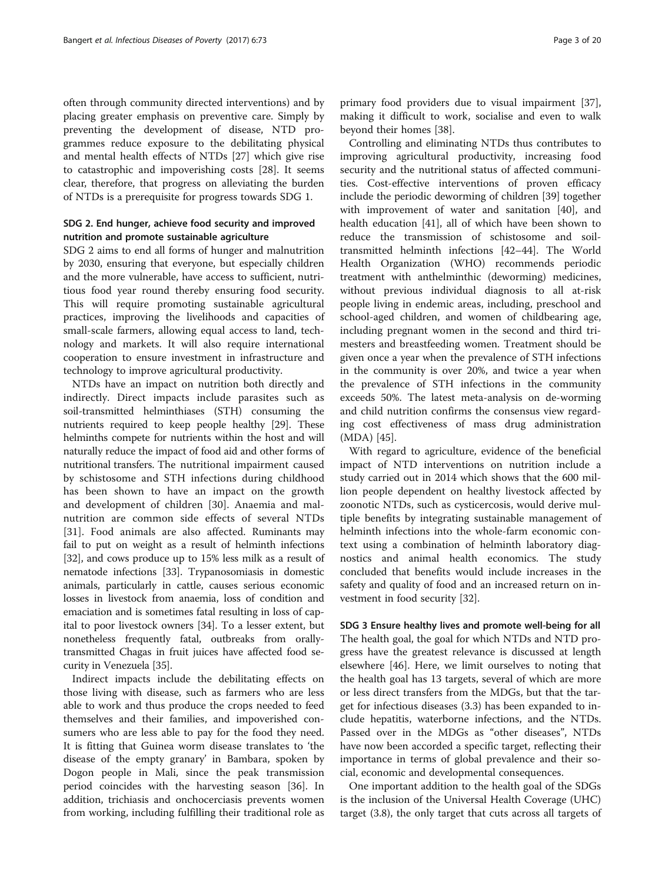often through community directed interventions) and by placing greater emphasis on preventive care. Simply by preventing the development of disease, NTD programmes reduce exposure to the debilitating physical and mental health effects of NTDs [27] which give rise to catastrophic and impoverishing costs [28]. It seems clear, therefore, that progress on alleviating the burden of NTDs is a prerequisite for progress towards SDG 1.

## SDG 2. End hunger, achieve food security and improved nutrition and promote sustainable agriculture

SDG 2 aims to end all forms of hunger and malnutrition by 2030, ensuring that everyone, but especially children and the more vulnerable, have access to sufficient, nutritious food year round thereby ensuring food security. This will require promoting sustainable agricultural practices, improving the livelihoods and capacities of small-scale farmers, allowing equal access to land, technology and markets. It will also require international cooperation to ensure investment in infrastructure and technology to improve agricultural productivity.

NTDs have an impact on nutrition both directly and indirectly. Direct impacts include parasites such as soil-transmitted helminthiases (STH) consuming the nutrients required to keep people healthy [29]. These helminths compete for nutrients within the host and will naturally reduce the impact of food aid and other forms of nutritional transfers. The nutritional impairment caused by schistosome and STH infections during childhood has been shown to have an impact on the growth and development of children [30]. Anaemia and malnutrition are common side effects of several NTDs [31]. Food animals are also affected. Ruminants may fail to put on weight as a result of helminth infections [32], and cows produce up to 15% less milk as a result of nematode infections [33]. Trypanosomiasis in domestic animals, particularly in cattle, causes serious economic losses in livestock from anaemia, loss of condition and emaciation and is sometimes fatal resulting in loss of capital to poor livestock owners [34]. To a lesser extent, but nonetheless frequently fatal, outbreaks from orally-transmitted Chagas in fruit juices have affected food security in Venezuela [35].

Indirect impacts include the debilitating effects on those living with disease, such as farmers who are less able to work and thus produce the crops needed to feed themselves and their families, and impoverished consumers who are less able to pay for the food they need. It is fitting that Guinea worm disease translates to 'the disease of the empty granary' in Bambara, spoken by Dogon people in Mali, since the peak transmission period coincides with the harvesting season [36]. In addition, trichiasis and onchocerciasis prevents women from working, including fulfilling their traditional role as primary food providers due to visual impairment [37], making it difficult to work, socialise and even to walk beyond their homes [38].

Controlling and eliminating NTDs thus contributes to improving agricultural productivity, increasing food security and the nutritional status of affected communities. Cost-effective interventions of proven efficacy include the periodic deworming of children [39] together with improvement of water and sanitation [40], and health education [41], all of which have been shown to reduce the transmission of schistosome and soil-transmitted helminth infections [42–44]. The World Health Organization (WHO) recommends periodic treatment with anthelminthic (deworming) medicines, without previous individual diagnosis to all at-risk people living in endemic areas, including, preschool and school-aged children, and women of childbearing age, including pregnant women in the second and third trimesters and breastfeeding women. Treatment should be given once a year when the prevalence of STH infections in the community is over 20%, and twice a year when the prevalence of STH infections in the community exceeds 50%. The latest meta-analysis on de-worming and child nutrition confirms the consensus view regarding cost effectiveness of mass drug administration (MDA) [45].

With regard to agriculture, evidence of the beneficial impact of NTD interventions on nutrition include a study carried out in 2014 which shows that the 600 million people dependent on healthy livestock affected by zoonotic NTDs, such as cysticercosis, would derive multiple benefits by integrating sustainable management of helminth infections into the whole-farm economic context using a combination of helminth laboratory diagnostics and animal health economics. The study concluded that benefits would include increases in the safety and quality of food and an increased return on investment in food security [32].

## SDG 3 Ensure healthy lives and promote well-being for all

The health goal, the goal for which NTDs and NTD progress have the greatest relevance is discussed at length elsewhere [46]. Here, we limit ourselves to noting that the health goal has 13 targets, several of which are more or less direct transfers from the MDGs, but that the target for infectious diseases (3.3) has been expanded to include hepatitis, waterborne infections, and the NTDs. Passed over in the MDGs as "other diseases", NTDs have now been accorded a specific target, reflecting their importance in terms of global prevalence and their social, economic and developmental consequences.

One important addition to the health goal of the SDGs is the inclusion of the Universal Health Coverage (UHC) target (3.8), the only target that cuts across all targets of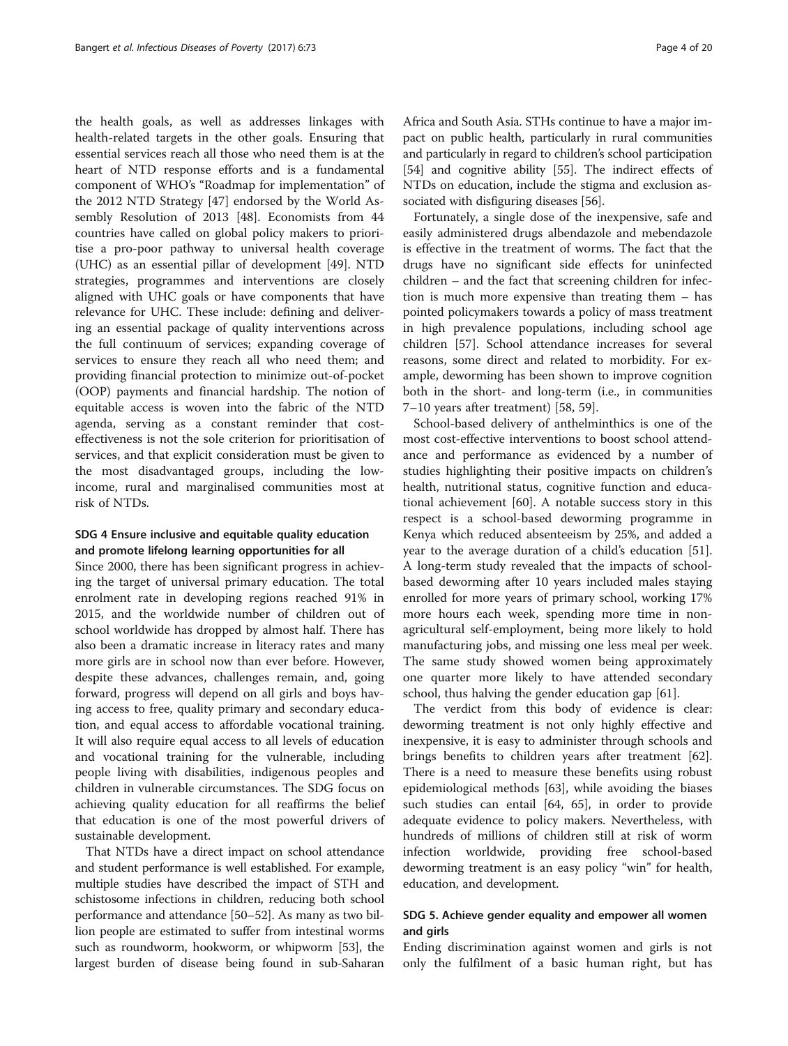the health goals, as well as addresses linkages with health-related targets in the other goals. Ensuring that essential services reach all those who need them is at the heart of NTD response efforts and is a fundamental component of WHO's "Roadmap for implementation" of the 2012 NTD Strategy [47] endorsed by the World Assembly Resolution of 2013 [48]. Economists from 44 countries have called on global policy makers to prioritise a pro-poor pathway to universal health coverage (UHC) as an essential pillar of development [49]. NTD strategies, programmes and interventions are closely aligned with UHC goals or have components that have relevance for UHC. These include: defining and delivering an essential package of quality interventions across the full continuum of services; expanding coverage of services to ensure they reach all who need them; and providing financial protection to minimize out-of-pocket (OOP) payments and financial hardship. The notion of equitable access is woven into the fabric of the NTD agenda, serving as a constant reminder that cost-effectiveness is not the sole criterion for prioritisation of services, and that explicit consideration must be given to the most disadvantaged groups, including the low-income, rural and marginalised communities most at risk of NTDs.

### SDG 4 Ensure inclusive and equitable quality education and promote lifelong learning opportunities for all

Since 2000, there has been significant progress in achieving the target of universal primary education. The total enrolment rate in developing regions reached 91% in 2015, and the worldwide number of children out of school worldwide has dropped by almost half. There has also been a dramatic increase in literacy rates and many more girls are in school now than ever before. However, despite these advances, challenges remain, and, going forward, progress will depend on all girls and boys having access to free, quality primary and secondary education, and equal access to affordable vocational training. It will also require equal access to all levels of education and vocational training for the vulnerable, including people living with disabilities, indigenous peoples and children in vulnerable circumstances. The SDG focus on achieving quality education for all reaffirms the belief that education is one of the most powerful drivers of sustainable development.

That NTDs have a direct impact on school attendance and student performance is well established. For example, multiple studies have described the impact of STH and schistosome infections in children, reducing both school performance and attendance [50–52]. As many as two billion people are estimated to suffer from intestinal worms such as roundworm, hookworm, or whipworm [53], the largest burden of disease being found in sub-Saharan Africa and South Asia. STHs continue to have a major impact on public health, particularly in rural communities and particularly in regard to children's school participation [54] and cognitive ability [55]. The indirect effects of NTDs on education, include the stigma and exclusion associated with disfiguring diseases [56].

Fortunately, a single dose of the inexpensive, safe and easily administered drugs albendazole and mebendazole is effective in the treatment of worms. The fact that the drugs have no significant side effects for uninfected children – and the fact that screening children for infection is much more expensive than treating them – has pointed policymakers towards a policy of mass treatment in high prevalence populations, including school age children [57]. School attendance increases for several reasons, some direct and related to morbidity. For example, deworming has been shown to improve cognition both in the short- and long-term (i.e., in communities 7–10 years after treatment) [58, 59].

School-based delivery of anthelminthics is one of the most cost-effective interventions to boost school attendance and performance as evidenced by a number of studies highlighting their positive impacts on children's health, nutritional status, cognitive function and educational achievement [60]. A notable success story in this respect is a school-based deworming programme in Kenya which reduced absenteeism by 25%, and added a year to the average duration of a child's education [51]. A long-term study revealed that the impacts of school-based deworming after 10 years included males staying enrolled for more years of primary school, working 17% more hours each week, spending more time in non-agricultural self-employment, being more likely to hold manufacturing jobs, and missing one less meal per week. The same study showed women being approximately one quarter more likely to have attended secondary school, thus halving the gender education gap [61].

The verdict from this body of evidence is clear: deworming treatment is not only highly effective and inexpensive, it is easy to administer through schools and brings benefits to children years after treatment [62]. There is a need to measure these benefits using robust epidemiological methods [63], while avoiding the biases such studies can entail [64, 65], in order to provide adequate evidence to policy makers. Nevertheless, with hundreds of millions of children still at risk of worm infection worldwide, providing free school-based deworming treatment is an easy policy "win" for health, education, and development.

### SDG 5. Achieve gender equality and empower all women and girls

Ending discrimination against women and girls is not only the fulfilment of a basic human right, but has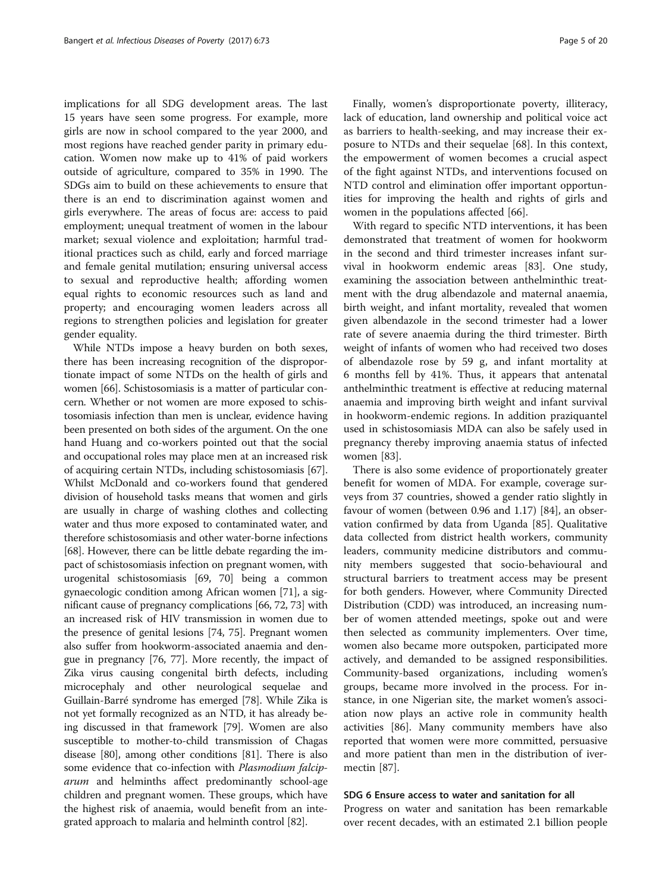implications for all SDG development areas. The last 15 years have seen some progress. For example, more girls are now in school compared to the year 2000, and most regions have reached gender parity in primary education. Women now make up to 41% of paid workers outside of agriculture, compared to 35% in 1990. The SDGs aim to build on these achievements to ensure that there is an end to discrimination against women and girls everywhere. The areas of focus are: access to paid employment; unequal treatment of women in the labour market; sexual violence and exploitation; harmful traditional practices such as child, early and forced marriage and female genital mutilation; ensuring universal access to sexual and reproductive health; affording women equal rights to economic resources such as land and property; and encouraging women leaders across all regions to strengthen policies and legislation for greater gender equality.

While NTDs impose a heavy burden on both sexes, there has been increasing recognition of the disproportionate impact of some NTDs on the health of girls and women [66]. Schistosomiasis is a matter of particular concern. Whether or not women are more exposed to schistosomiasis infection than men is unclear, evidence having been presented on both sides of the argument. On the one hand Huang and co-workers pointed out that the social and occupational roles may place men at an increased risk of acquiring certain NTDs, including schistosomiasis [67]. Whilst McDonald and co-workers found that gendered division of household tasks means that women and girls are usually in charge of washing clothes and collecting water and thus more exposed to contaminated water, and therefore schistosomiasis and other water-borne infections [68]. However, there can be little debate regarding the impact of schistosomiasis infection on pregnant women, with urogenital schistosomiasis [69, 70] being a common gynaecologic condition among African women [71], a significant cause of pregnancy complications [66, 72, 73] with an increased risk of HIV transmission in women due to the presence of genital lesions [74, 75]. Pregnant women also suffer from hookworm-associated anaemia and dengue in pregnancy [76, 77]. More recently, the impact of Zika virus causing congenital birth defects, including microcephaly and other neurological sequelae and Guillain-Barré syndrome has emerged [78]. While Zika is not yet formally recognized as an NTD, it has already being discussed in that framework [79]. Women are also susceptible to mother-to-child transmission of Chagas disease [80], among other conditions [81]. There is also some evidence that co-infection with *Plasmodium falciparum* and helminths affect predominantly school-age children and pregnant women. These groups, which have the highest risk of anaemia, would benefit from an integrated approach to malaria and helminth control [82].

Finally, women's disproportionate poverty, illiteracy, lack of education, land ownership and political voice act as barriers to health-seeking, and may increase their exposure to NTDs and their sequelae [68]. In this context, the empowerment of women becomes a crucial aspect of the fight against NTDs, and interventions focused on NTD control and elimination offer important opportunities for improving the health and rights of girls and women in the populations affected [66].

With regard to specific NTD interventions, it has been demonstrated that treatment of women for hookworm in the second and third trimester increases infant survival in hookworm endemic areas [83]. One study, examining the association between anthelminthic treatment with the drug albendazole and maternal anaemia, birth weight, and infant mortality, revealed that women given albendazole in the second trimester had a lower rate of severe anaemia during the third trimester. Birth weight of infants of women who had received two doses of albendazole rose by 59 g, and infant mortality at 6 months fell by 41%. Thus, it appears that antenatal anthelminthic treatment is effective at reducing maternal anaemia and improving birth weight and infant survival in hookworm-endemic regions. In addition praziquantel used in schistosomiasis MDA can also be safely used in pregnancy thereby improving anaemia status of infected women [83].

There is also some evidence of proportionately greater benefit for women of MDA. For example, coverage surveys from 37 countries, showed a gender ratio slightly in favour of women (between 0.96 and 1.17) [84], an observation confirmed by data from Uganda [85]. Qualitative data collected from district health workers, community leaders, community medicine distributors and community members suggested that socio-behavioural and structural barriers to treatment access may be present for both genders. However, where Community Directed Distribution (CDD) was introduced, an increasing number of women attended meetings, spoke out and were then selected as community implementers. Over time, women also became more outspoken, participated more actively, and demanded to be assigned responsibilities. Community-based organizations, including women's groups, became more involved in the process. For instance, in one Nigerian site, the market women's association now plays an active role in community health activities [86]. Many community members have also reported that women were more committed, persuasive and more patient than men in the distribution of ivermectin [87].

### SDG 6 Ensure access to water and sanitation for all

Progress on water and sanitation has been remarkable over recent decades, with an estimated 2.1 billion people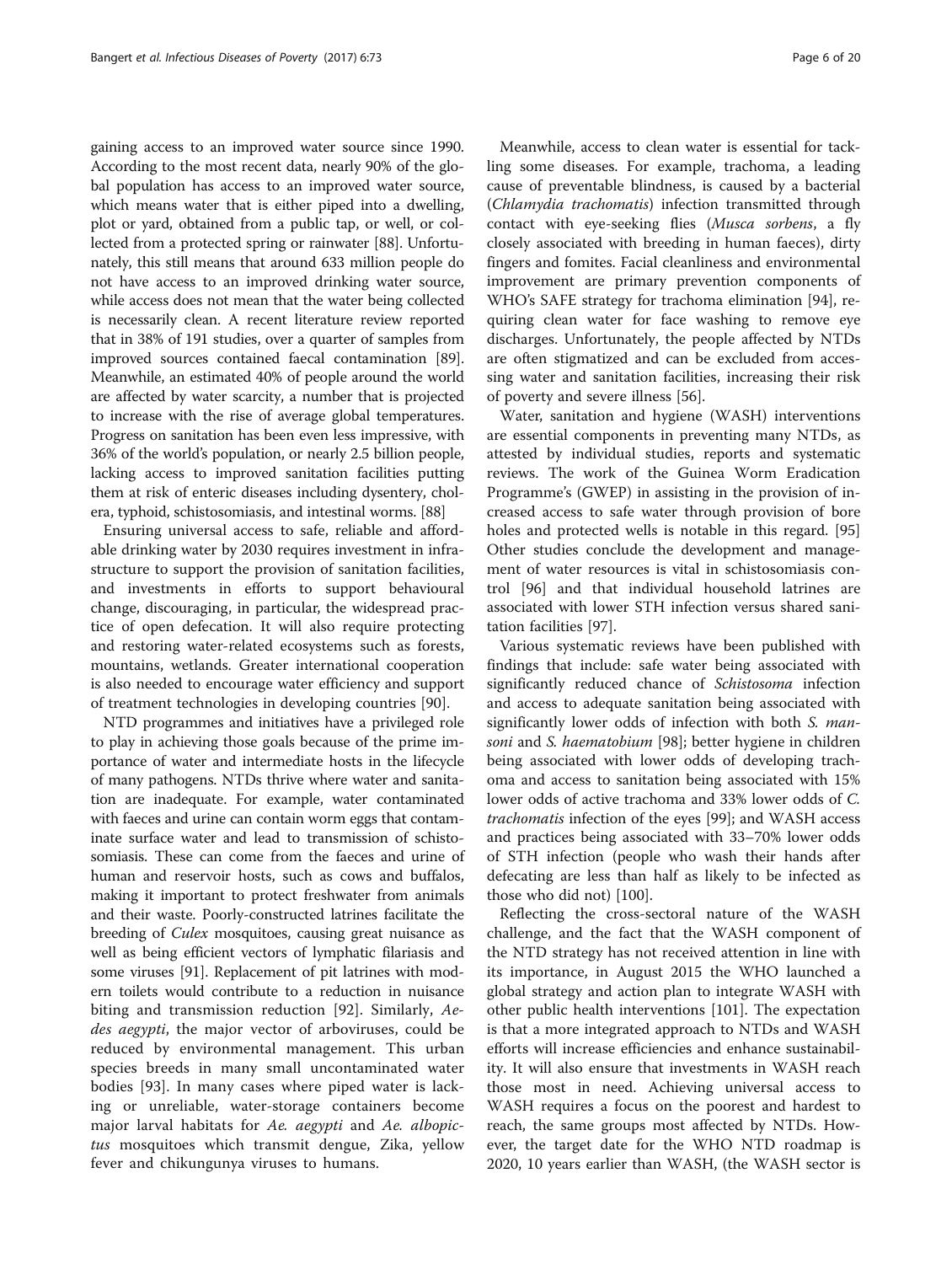gaining access to an improved water source since 1990. According to the most recent data, nearly 90% of the global population has access to an improved water source, which means water that is either piped into a dwelling, plot or yard, obtained from a public tap, or well, or collected from a protected spring or rainwater [88]. Unfortunately, this still means that around 633 million people do not have access to an improved drinking water source, while access does not mean that the water being collected is necessarily clean. A recent literature review reported that in 38% of 191 studies, over a quarter of samples from improved sources contained faecal contamination [89]. Meanwhile, an estimated 40% of people around the world are affected by water scarcity, a number that is projected to increase with the rise of average global temperatures. Progress on sanitation has been even less impressive, with 36% of the world's population, or nearly 2.5 billion people, lacking access to improved sanitation facilities putting them at risk of enteric diseases including dysentery, cholera, typhoid, schistosomiasis, and intestinal worms. [88]

Ensuring universal access to safe, reliable and affordable drinking water by 2030 requires investment in infrastructure to support the provision of sanitation facilities, and investments in efforts to support behavioural change, discouraging, in particular, the widespread practice of open defecation. It will also require protecting and restoring water-related ecosystems such as forests, mountains, wetlands. Greater international cooperation is also needed to encourage water efficiency and support of treatment technologies in developing countries [90].

NTD programmes and initiatives have a privileged role to play in achieving those goals because of the prime importance of water and intermediate hosts in the lifecycle of many pathogens. NTDs thrive where water and sanitation are inadequate. For example, water contaminated with faeces and urine can contain worm eggs that contaminate surface water and lead to transmission of schistosomiasis. These can come from the faeces and urine of human and reservoir hosts, such as cows and buffalos, making it important to protect freshwater from animals and their waste. Poorly-constructed latrines facilitate the breeding of *Culex* mosquitoes, causing great nuisance as well as being efficient vectors of lymphatic filariasis and some viruses [91]. Replacement of pit latrines with modern toilets would contribute to a reduction in nuisance biting and transmission reduction [92]. Similarly, *Aedes aegypti*, the major vector of arboviruses, could be reduced by environmental management. This urban species breeds in many small uncontaminated water bodies [93]. In many cases where piped water is lacking or unreliable, water-storage containers become major larval habitats for *Ae. aegypti* and *Ae. albopictus* mosquitoes which transmit dengue, Zika, yellow fever and chikungunya viruses to humans.

Meanwhile, access to clean water is essential for tackling some diseases. For example, trachoma, a leading cause of preventable blindness, is caused by a bacterial (*Chlamydia trachomatis*) infection transmitted through contact with eye-seeking flies (*Musca sorbens*, a fly closely associated with breeding in human faeces), dirty fingers and fomites. Facial cleanliness and environmental improvement are primary prevention components of WHO's SAFE strategy for trachoma elimination [94], requiring clean water for face washing to remove eye discharges. Unfortunately, the people affected by NTDs are often stigmatized and can be excluded from accessing water and sanitation facilities, increasing their risk of poverty and severe illness [56].

Water, sanitation and hygiene (WASH) interventions are essential components in preventing many NTDs, as attested by individual studies, reports and systematic reviews. The work of the Guinea Worm Eradication Programme's (GWEP) in assisting in the provision of increased access to safe water through provision of bore holes and protected wells is notable in this regard. [95] Other studies conclude the development and management of water resources is vital in schistosomiasis control [96] and that individual household latrines are associated with lower STH infection versus shared sanitation facilities [97].

Various systematic reviews have been published with findings that include: safe water being associated with significantly reduced chance of *Schistosoma* infection and access to adequate sanitation being associated with significantly lower odds of infection with both *S. mansoni* and *S. haematobium* [98]; better hygiene in children being associated with lower odds of developing trachoma and access to sanitation being associated with 15% lower odds of active trachoma and 33% lower odds of *C. trachomatis* infection of the eyes [99]; and WASH access and practices being associated with 33–70% lower odds of STH infection (people who wash their hands after defecating are less than half as likely to be infected as those who did not) [100].

Reflecting the cross-sectoral nature of the WASH challenge, and the fact that the WASH component of the NTD strategy has not received attention in line with its importance, in August 2015 the WHO launched a global strategy and action plan to integrate WASH with other public health interventions [101]. The expectation is that a more integrated approach to NTDs and WASH efforts will increase efficiencies and enhance sustainability. It will also ensure that investments in WASH reach those most in need. Achieving universal access to WASH requires a focus on the poorest and hardest to reach, the same groups most affected by NTDs. However, the target date for the WHO NTD roadmap is 2020, 10 years earlier than WASH, (the WASH sector is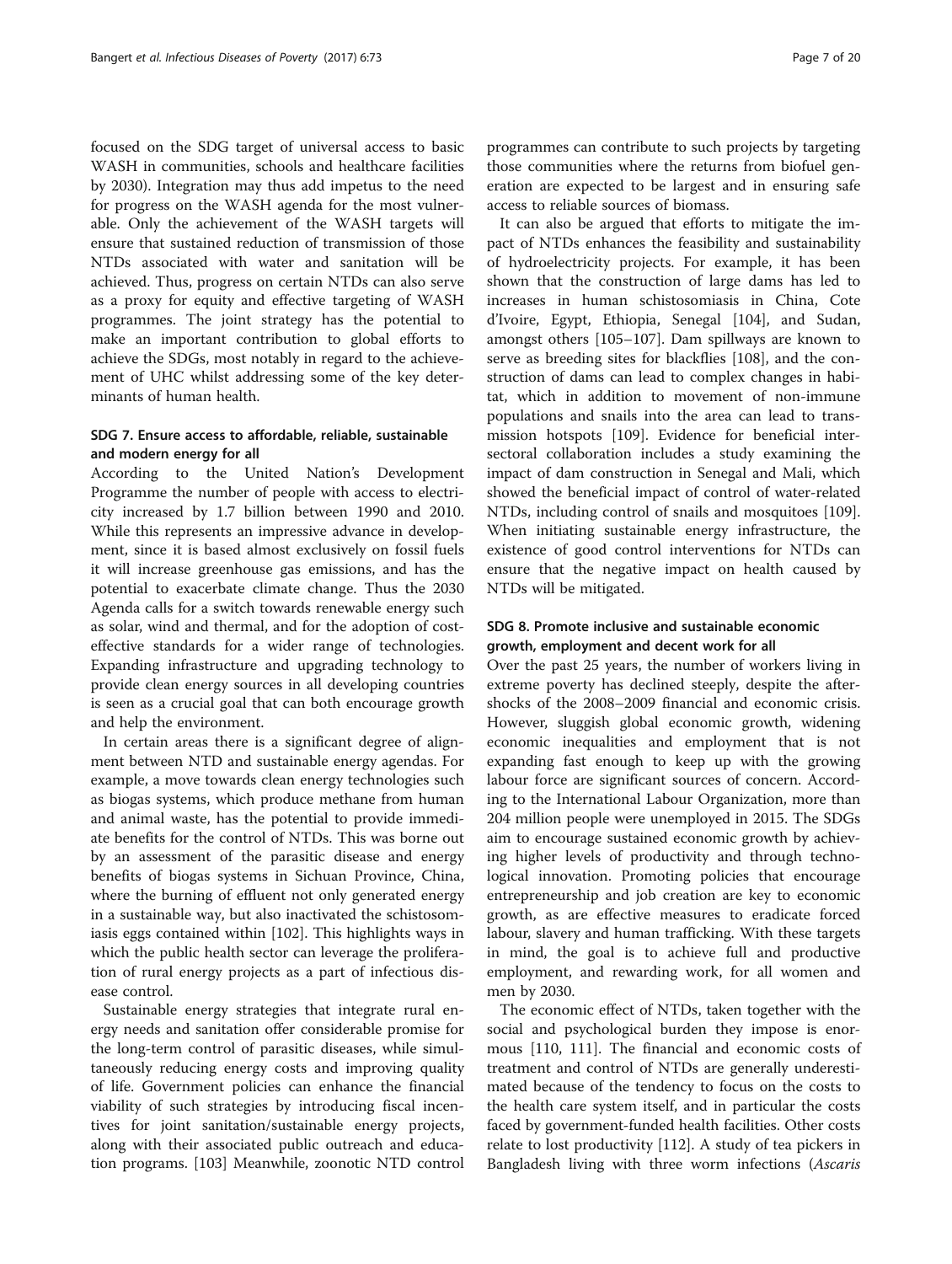focused on the SDG target of universal access to basic WASH in communities, schools and healthcare facilities by 2030). Integration may thus add impetus to the need for progress on the WASH agenda for the most vulnerable. Only the achievement of the WASH targets will ensure that sustained reduction of transmission of those NTDs associated with water and sanitation will be achieved. Thus, progress on certain NTDs can also serve as a proxy for equity and effective targeting of WASH programmes. The joint strategy has the potential to make an important contribution to global efforts to achieve the SDGs, most notably in regard to the achievement of UHC whilst addressing some of the key determinants of human health.

### SDG 7. Ensure access to affordable, reliable, sustainable and modern energy for all

According to the United Nation's Development Programme the number of people with access to electricity increased by 1.7 billion between 1990 and 2010. While this represents an impressive advance in development, since it is based almost exclusively on fossil fuels it will increase greenhouse gas emissions, and has the potential to exacerbate climate change. Thus the 2030 Agenda calls for a switch towards renewable energy such as solar, wind and thermal, and for the adoption of cost-effective standards for a wider range of technologies. Expanding infrastructure and upgrading technology to provide clean energy sources in all developing countries is seen as a crucial goal that can both encourage growth and help the environment.

In certain areas there is a significant degree of alignment between NTD and sustainable energy agendas. For example, a move towards clean energy technologies such as biogas systems, which produce methane from human and animal waste, has the potential to provide immediate benefits for the control of NTDs. This was borne out by an assessment of the parasitic disease and energy benefits of biogas systems in Sichuan Province, China, where the burning of effluent not only generated energy in a sustainable way, but also inactivated the schistosomiasis eggs contained within [102]. This highlights ways in which the public health sector can leverage the proliferation of rural energy projects as a part of infectious disease control.

Sustainable energy strategies that integrate rural energy needs and sanitation offer considerable promise for the long-term control of parasitic diseases, while simultaneously reducing energy costs and improving quality of life. Government policies can enhance the financial viability of such strategies by introducing fiscal incentives for joint sanitation/sustainable energy projects, along with their associated public outreach and education programs. [103] Meanwhile, zoonotic NTD control programmes can contribute to such projects by targeting those communities where the returns from biofuel generation are expected to be largest and in ensuring safe access to reliable sources of biomass.

It can also be argued that efforts to mitigate the impact of NTDs enhances the feasibility and sustainability of hydroelectricity projects. For example, it has been shown that the construction of large dams has led to increases in human schistosomiasis in China, Cote d'Ivoire, Egypt, Ethiopia, Senegal [104], and Sudan, amongst others [105–107]. Dam spillways are known to serve as breeding sites for blackflies [108], and the construction of dams can lead to complex changes in habitat, which in addition to movement of non-immune populations and snails into the area can lead to transmission hotspots [109]. Evidence for beneficial intersectoral collaboration includes a study examining the impact of dam construction in Senegal and Mali, which showed the beneficial impact of control of water-related NTDs, including control of snails and mosquitoes [109]. When initiating sustainable energy infrastructure, the existence of good control interventions for NTDs can ensure that the negative impact on health caused by NTDs will be mitigated.

### SDG 8. Promote inclusive and sustainable economic growth, employment and decent work for all

Over the past 25 years, the number of workers living in extreme poverty has declined steeply, despite the aftershocks of the 2008–2009 financial and economic crisis. However, sluggish global economic growth, widening economic inequalities and employment that is not expanding fast enough to keep up with the growing labour force are significant sources of concern. According to the International Labour Organization, more than 204 million people were unemployed in 2015. The SDGs aim to encourage sustained economic growth by achieving higher levels of productivity and through technological innovation. Promoting policies that encourage entrepreneurship and job creation are key to economic growth, as are effective measures to eradicate forced labour, slavery and human trafficking. With these targets in mind, the goal is to achieve full and productive employment, and rewarding work, for all women and men by 2030.

The economic effect of NTDs, taken together with the social and psychological burden they impose is enormous [110, 111]. The financial and economic costs of treatment and control of NTDs are generally underestimated because of the tendency to focus on the costs to the health care system itself, and in particular the costs faced by government-funded health facilities. Other costs relate to lost productivity [112]. A study of tea pickers in Bangladesh living with three worm infections (*Ascaris*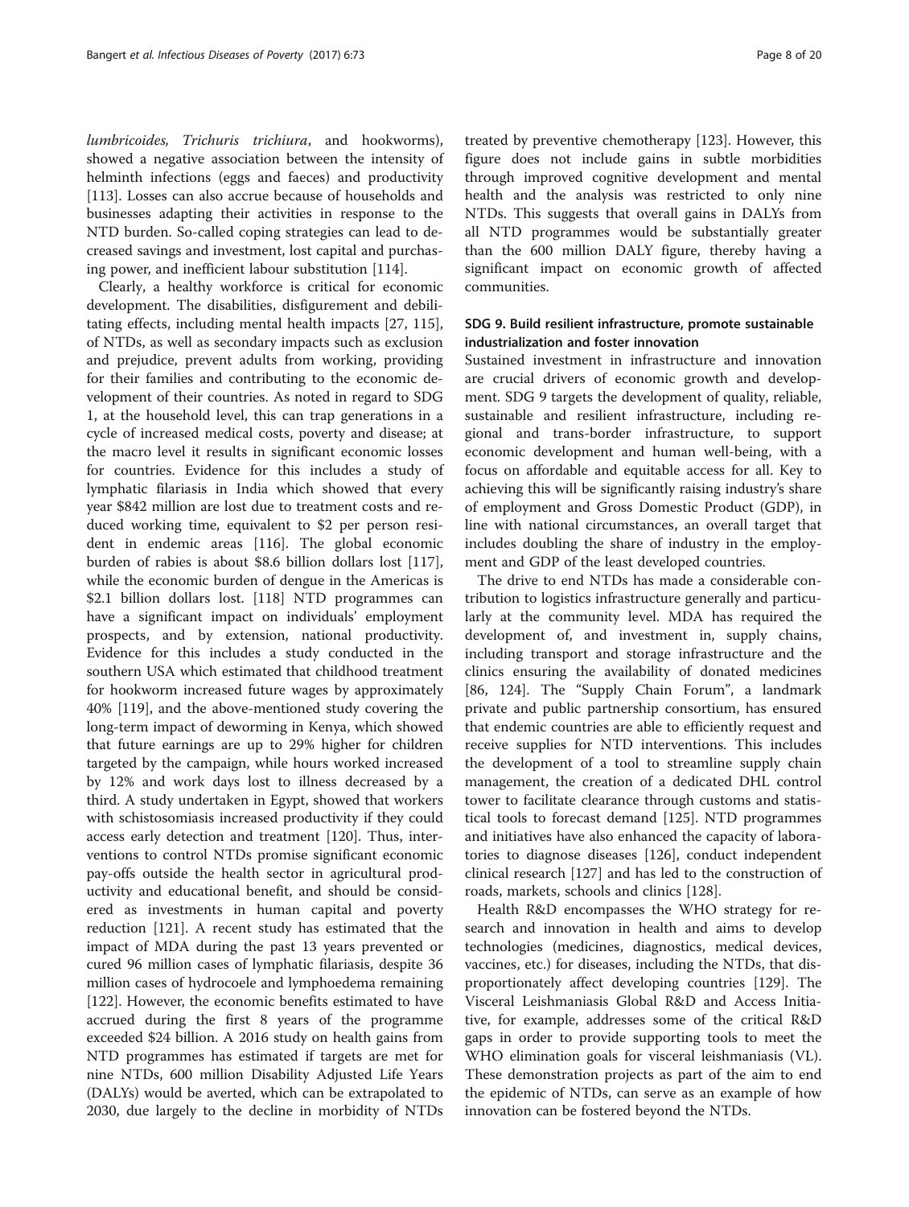*lumbricoides, Trichuris trichiura*, and hookworms), showed a negative association between the intensity of helminth infections (eggs and faeces) and productivity [113]. Losses can also accrue because of households and businesses adapting their activities in response to the NTD burden. So-called coping strategies can lead to decreased savings and investment, lost capital and purchasing power, and inefficient labour substitution [114].

Clearly, a healthy workforce is critical for economic development. The disabilities, disfigurement and debilitating effects, including mental health impacts [27, 115], of NTDs, as well as secondary impacts such as exclusion and prejudice, prevent adults from working, providing for their families and contributing to the economic development of their countries. As noted in regard to SDG 1, at the household level, this can trap generations in a cycle of increased medical costs, poverty and disease; at the macro level it results in significant economic losses for countries. Evidence for this includes a study of lymphatic filariasis in India which showed that every year \$842 million are lost due to treatment costs and reduced working time, equivalent to \$2 per person resident in endemic areas [116]. The global economic burden of rabies is about \$8.6 billion dollars lost [117], while the economic burden of dengue in the Americas is \$2.1 billion dollars lost. [118] NTD programmes can have a significant impact on individuals' employment prospects, and by extension, national productivity. Evidence for this includes a study conducted in the southern USA which estimated that childhood treatment for hookworm increased future wages by approximately 40% [119], and the above-mentioned study covering the long-term impact of deworming in Kenya, which showed that future earnings are up to 29% higher for children targeted by the campaign, while hours worked increased by 12% and work days lost to illness decreased by a third. A study undertaken in Egypt, showed that workers with schistosomiasis increased productivity if they could access early detection and treatment [120]. Thus, interventions to control NTDs promise significant economic pay-offs outside the health sector in agricultural productivity and educational benefit, and should be considered as investments in human capital and poverty reduction [121]. A recent study has estimated that the impact of MDA during the past 13 years prevented or cured 96 million cases of lymphatic filariasis, despite 36 million cases of hydrocoele and lymphoedema remaining [122]. However, the economic benefits estimated to have accrued during the first 8 years of the programme exceeded \$24 billion. A 2016 study on health gains from NTD programmes has estimated if targets are met for nine NTDs, 600 million Disability Adjusted Life Years (DALYs) would be averted, which can be extrapolated to 2030, due largely to the decline in morbidity of NTDs treated by preventive chemotherapy [123]. However, this figure does not include gains in subtle morbidities through improved cognitive development and mental health and the analysis was restricted to only nine NTDs. This suggests that overall gains in DALYs from all NTD programmes would be substantially greater than the 600 million DALY figure, thereby having a significant impact on economic growth of affected communities.

## SDG 9. Build resilient infrastructure, promote sustainable industrialization and foster innovation

Sustained investment in infrastructure and innovation are crucial drivers of economic growth and development. SDG 9 targets the development of quality, reliable, sustainable and resilient infrastructure, including regional and trans-border infrastructure, to support economic development and human well-being, with a focus on affordable and equitable access for all. Key to achieving this will be significantly raising industry's share of employment and Gross Domestic Product (GDP), in line with national circumstances, an overall target that includes doubling the share of industry in the employment and GDP of the least developed countries.

The drive to end NTDs has made a considerable contribution to logistics infrastructure generally and particularly at the community level. MDA has required the development of, and investment in, supply chains, including transport and storage infrastructure and the clinics ensuring the availability of donated medicines [86, 124]. The "Supply Chain Forum", a landmark private and public partnership consortium, has ensured that endemic countries are able to efficiently request and receive supplies for NTD interventions. This includes the development of a tool to streamline supply chain management, the creation of a dedicated DHL control tower to facilitate clearance through customs and statistical tools to forecast demand [125]. NTD programmes and initiatives have also enhanced the capacity of laboratories to diagnose diseases [126], conduct independent clinical research [127] and has led to the construction of roads, markets, schools and clinics [128].

Health R&D encompasses the WHO strategy for research and innovation in health and aims to develop technologies (medicines, diagnostics, medical devices, vaccines, etc.) for diseases, including the NTDs, that disproportionately affect developing countries [129]. The Visceral Leishmaniasis Global R&D and Access Initiative, for example, addresses some of the critical R&D gaps in order to provide supporting tools to meet the WHO elimination goals for visceral leishmaniasis (VL). These demonstration projects as part of the aim to end the epidemic of NTDs, can serve as an example of how innovation can be fostered beyond the NTDs.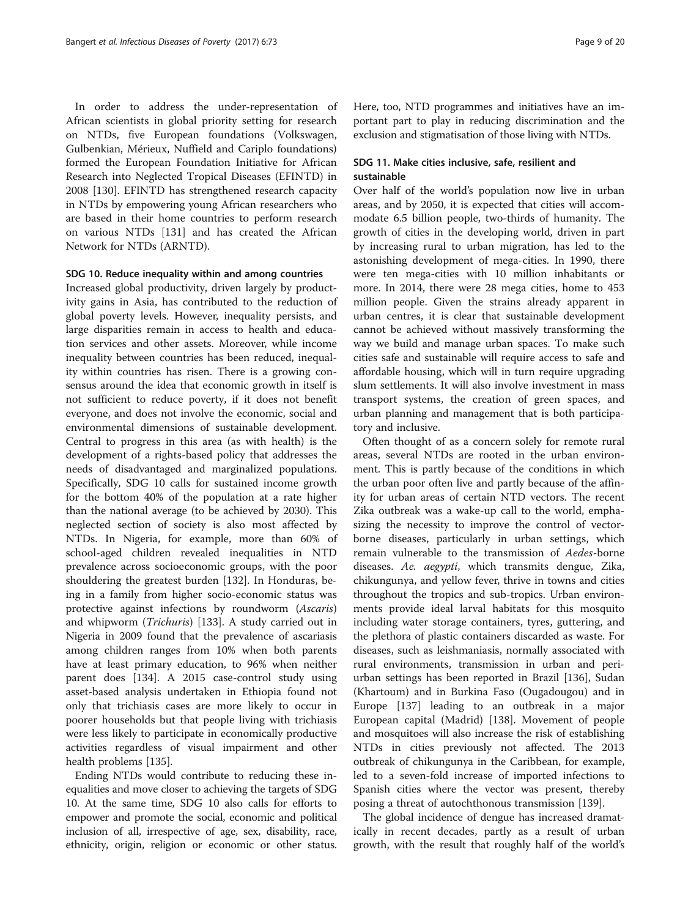In order to address the under-representation of African scientists in global priority setting for research on NTDs, five European foundations (Volkswagen, Gulbenkian, Mérieux, Nuffield and Cariplo foundations) formed the European Foundation Initiative for African Research into Neglected Tropical Diseases (EFINTD) in 2008 [130]. EFINTD has strengthened research capacity in NTDs by empowering young African researchers who are based in their home countries to perform research on various NTDs [131] and has created the African Network for NTDs (ARNTD).

#### SDG 10. Reduce inequality within and among countries

Increased global productivity, driven largely by productivity gains in Asia, has contributed to the reduction of global poverty levels. However, inequality persists, and large disparities remain in access to health and education services and other assets. Moreover, while income inequality between countries has been reduced, inequality within countries has risen. There is a growing consensus around the idea that economic growth in itself is not sufficient to reduce poverty, if it does not benefit everyone, and does not involve the economic, social and environmental dimensions of sustainable development. Central to progress in this area (as with health) is the development of a rights-based policy that addresses the needs of disadvantaged and marginalized populations. Specifically, SDG 10 calls for sustained income growth for the bottom 40% of the population at a rate higher than the national average (to be achieved by 2030). This neglected section of society is also most affected by NTDs. In Nigeria, for example, more than 60% of school-aged children revealed inequalities in NTD prevalence across socioeconomic groups, with the poor shouldering the greatest burden [132]. In Honduras, being in a family from higher socio-economic status was protective against infections by roundworm (*Ascaris*) and whipworm (*Trichuris*) [133]. A study carried out in Nigeria in 2009 found that the prevalence of ascariasis among children ranges from 10% when both parents have at least primary education, to 96% when neither parent does [134]. A 2015 case-control study using asset-based analysis undertaken in Ethiopia found not only that trichiasis cases are more likely to occur in poorer households but that people living with trichiasis were less likely to participate in economically productive activities regardless of visual impairment and other health problems [135].

Ending NTDs would contribute to reducing these inequalities and move closer to achieving the targets of SDG 10. At the same time, SDG 10 also calls for efforts to empower and promote the social, economic and political inclusion of all, irrespective of age, sex, disability, race, ethnicity, origin, religion or economic or other status. Here, too, NTD programmes and initiatives have an important part to play in reducing discrimination and the exclusion and stigmatisation of those living with NTDs.

#### SDG 11. Make cities inclusive, safe, resilient and sustainable

Over half of the world's population now live in urban areas, and by 2050, it is expected that cities will accommodate 6.5 billion people, two-thirds of humanity. The growth of cities in the developing world, driven in part by increasing rural to urban migration, has led to the astonishing development of mega-cities. In 1990, there were ten mega-cities with 10 million inhabitants or more. In 2014, there were 28 mega cities, home to 453 million people. Given the strains already apparent in urban centres, it is clear that sustainable development cannot be achieved without massively transforming the way we build and manage urban spaces. To make such cities safe and sustainable will require access to safe and affordable housing, which will in turn require upgrading slum settlements. It will also involve investment in mass transport systems, the creation of green spaces, and urban planning and management that is both participatory and inclusive.

Often thought of as a concern solely for remote rural areas, several NTDs are rooted in the urban environment. This is partly because of the conditions in which the urban poor often live and partly because of the affinity for urban areas of certain NTD vectors. The recent Zika outbreak was a wake-up call to the world, emphasizing the necessity to improve the control of vector-borne diseases, particularly in urban settings, which remain vulnerable to the transmission of *Aedes*-borne diseases. *Ae. aegypti*, which transmits dengue, Zika, chikungunya, and yellow fever, thrive in towns and cities throughout the tropics and sub-tropics. Urban environments provide ideal larval habitats for this mosquito including water storage containers, tyres, guttering, and the plethora of plastic containers discarded as waste. For diseases, such as leishmaniasis, normally associated with rural environments, transmission in urban and peri-urban settings has been reported in Brazil [136], Sudan (Khartoum) and in Burkina Faso (Ougadougou) and in Europe [137] leading to an outbreak in a major European capital (Madrid) [138]. Movement of people and mosquitoes will also increase the risk of establishing NTDs in cities previously not affected. The 2013 outbreak of chikungunya in the Caribbean, for example, led to a seven-fold increase of imported infections to Spanish cities where the vector was present, thereby posing a threat of autochthonous transmission [139].

The global incidence of dengue has increased dramatically in recent decades, partly as a result of urban growth, with the result that roughly half of the world's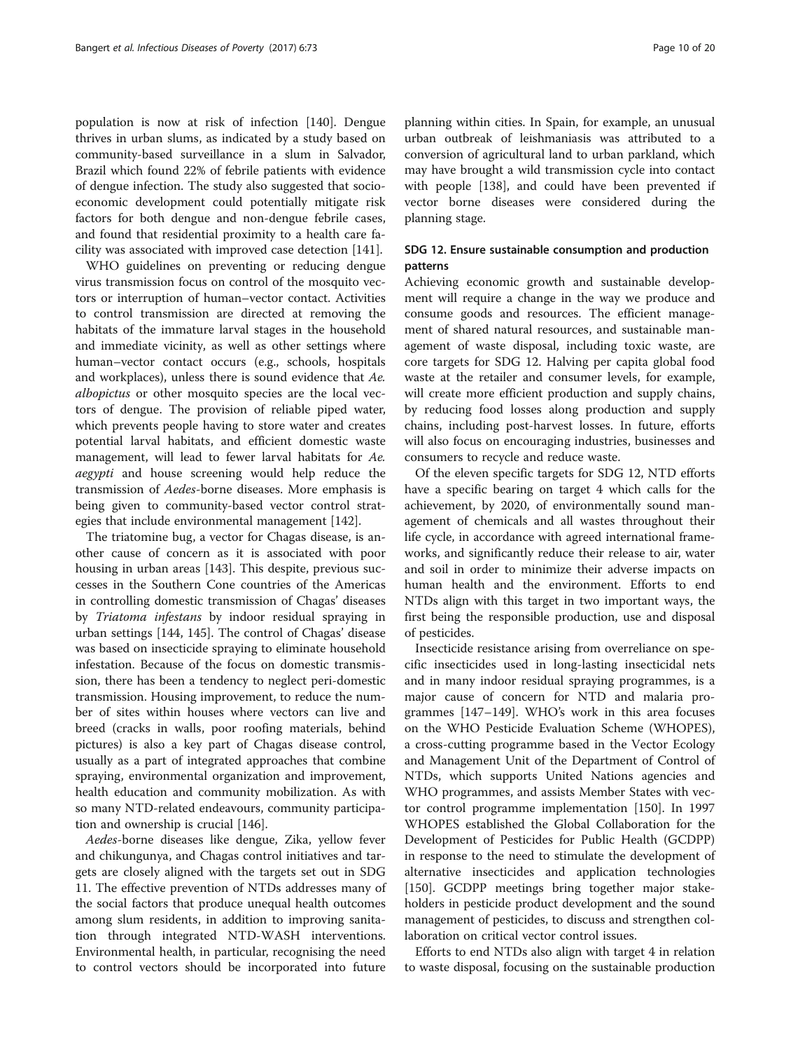population is now at risk of infection [140]. Dengue thrives in urban slums, as indicated by a study based on community-based surveillance in a slum in Salvador, Brazil which found 22% of febrile patients with evidence of dengue infection. The study also suggested that socio-economic development could potentially mitigate risk factors for both dengue and non-dengue febrile cases, and found that residential proximity to a health care facility was associated with improved case detection [141].

WHO guidelines on preventing or reducing dengue virus transmission focus on control of the mosquito vectors or interruption of human–vector contact. Activities to control transmission are directed at removing the habitats of the immature larval stages in the household and immediate vicinity, as well as other settings where human–vector contact occurs (e.g., schools, hospitals and workplaces), unless there is sound evidence that *Ae. albopictus* or other mosquito species are the local vectors of dengue. The provision of reliable piped water, which prevents people having to store water and creates potential larval habitats, and efficient domestic waste management, will lead to fewer larval habitats for *Ae. aegypti* and house screening would help reduce the transmission of *Aedes*-borne diseases. More emphasis is being given to community-based vector control strategies that include environmental management [142].

The triatomine bug, a vector for Chagas disease, is another cause of concern as it is associated with poor housing in urban areas [143]. This despite, previous successes in the Southern Cone countries of the Americas in controlling domestic transmission of Chagas' diseases by *Triatoma infestans* by indoor residual spraying in urban settings [144, 145]. The control of Chagas' disease was based on insecticide spraying to eliminate household infestation. Because of the focus on domestic transmission, there has been a tendency to neglect peri-domestic transmission. Housing improvement, to reduce the number of sites within houses where vectors can live and breed (cracks in walls, poor roofing materials, behind pictures) is also a key part of Chagas disease control, usually as a part of integrated approaches that combine spraying, environmental organization and improvement, health education and community mobilization. As with so many NTD-related endeavours, community participation and ownership is crucial [146].

*Aedes*-borne diseases like dengue, Zika, yellow fever and chikungunya, and Chagas control initiatives and targets are closely aligned with the targets set out in SDG 11. The effective prevention of NTDs addresses many of the social factors that produce unequal health outcomes among slum residents, in addition to improving sanitation through integrated NTD-WASH interventions. Environmental health, in particular, recognising the need to control vectors should be incorporated into future planning within cities. In Spain, for example, an unusual urban outbreak of leishmaniasis was attributed to a conversion of agricultural land to urban parkland, which may have brought a wild transmission cycle into contact with people [138], and could have been prevented if vector borne diseases were considered during the planning stage.

### SDG 12. Ensure sustainable consumption and production patterns

Achieving economic growth and sustainable development will require a change in the way we produce and consume goods and resources. The efficient management of shared natural resources, and sustainable management of waste disposal, including toxic waste, are core targets for SDG 12. Halving per capita global food waste at the retailer and consumer levels, for example, will create more efficient production and supply chains, by reducing food losses along production and supply chains, including post-harvest losses. In future, efforts will also focus on encouraging industries, businesses and consumers to recycle and reduce waste.

Of the eleven specific targets for SDG 12, NTD efforts have a specific bearing on target 4 which calls for the achievement, by 2020, of environmentally sound management of chemicals and all wastes throughout their life cycle, in accordance with agreed international frameworks, and significantly reduce their release to air, water and soil in order to minimize their adverse impacts on human health and the environment. Efforts to end NTDs align with this target in two important ways, the first being the responsible production, use and disposal of pesticides.

Insecticide resistance arising from overreliance on specific insecticides used in long-lasting insecticidal nets and in many indoor residual spraying programmes, is a major cause of concern for NTD and malaria programmes [147–149]. WHO's work in this area focuses on the WHO Pesticide Evaluation Scheme (WHOPES), a cross-cutting programme based in the Vector Ecology and Management Unit of the Department of Control of NTDs, which supports United Nations agencies and WHO programmes, and assists Member States with vector control programme implementation [150]. In 1997 WHOPES established the Global Collaboration for the Development of Pesticides for Public Health (GCDPP) in response to the need to stimulate the development of alternative insecticides and application technologies [150]. GCDPP meetings bring together major stakeholders in pesticide product development and the sound management of pesticides, to discuss and strengthen collaboration on critical vector control issues.

Efforts to end NTDs also align with target 4 in relation to waste disposal, focusing on the sustainable production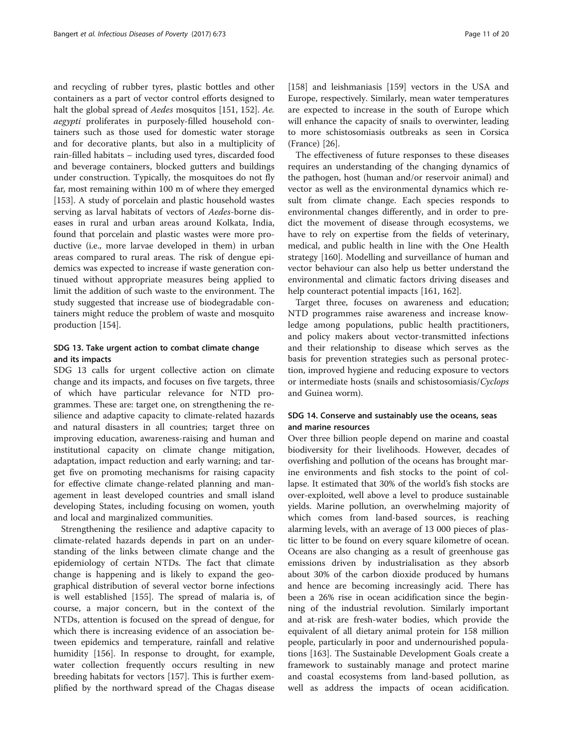and recycling of rubber tyres, plastic bottles and other containers as a part of vector control efforts designed to halt the global spread of *Aedes* mosquitos [151, 152]. *Ae. aegypti* proliferates in purposely-filled household containers such as those used for domestic water storage and for decorative plants, but also in a multiplicity of rain-filled habitats – including used tyres, discarded food and beverage containers, blocked gutters and buildings under construction. Typically, the mosquitoes do not fly far, most remaining within 100 m of where they emerged [153]. A study of porcelain and plastic household wastes serving as larval habitats of vectors of *Aedes*-borne diseases in rural and urban areas around Kolkata, India, found that porcelain and plastic wastes were more productive (i.e., more larvae developed in them) in urban areas compared to rural areas. The risk of dengue epidemics was expected to increase if waste generation continued without appropriate measures being applied to limit the addition of such waste to the environment. The study suggested that increase use of biodegradable containers might reduce the problem of waste and mosquito production [154].

### SDG 13. Take urgent action to combat climate change and its impacts

SDG 13 calls for urgent collective action on climate change and its impacts, and focuses on five targets, three of which have particular relevance for NTD programmes. These are: target one, on strengthening the resilience and adaptive capacity to climate-related hazards and natural disasters in all countries; target three on improving education, awareness-raising and human and institutional capacity on climate change mitigation, adaptation, impact reduction and early warning; and target five on promoting mechanisms for raising capacity for effective climate change-related planning and management in least developed countries and small island developing States, including focusing on women, youth and local and marginalized communities.

Strengthening the resilience and adaptive capacity to climate-related hazards depends in part on an understanding of the links between climate change and the epidemiology of certain NTDs. The fact that climate change is happening and is likely to expand the geographical distribution of several vector borne infections is well established [155]. The spread of malaria is, of course, a major concern, but in the context of the NTDs, attention is focused on the spread of dengue, for which there is increasing evidence of an association between epidemics and temperature, rainfall and relative humidity [156]. In response to drought, for example, water collection frequently occurs resulting in new breeding habitats for vectors [157]. This is further exemplified by the northward spread of the Chagas disease [158] and leishmaniasis [159] vectors in the USA and Europe, respectively. Similarly, mean water temperatures are expected to increase in the south of Europe which will enhance the capacity of snails to overwinter, leading to more schistosomiasis outbreaks as seen in Corsica (France) [26].

The effectiveness of future responses to these diseases requires an understanding of the changing dynamics of the pathogen, host (human and/or reservoir animal) and vector as well as the environmental dynamics which result from climate change. Each species responds to environmental changes differently, and in order to predict the movement of disease through ecosystems, we have to rely on expertise from the fields of veterinary, medical, and public health in line with the One Health strategy [160]. Modelling and surveillance of human and vector behaviour can also help us better understand the environmental and climatic factors driving diseases and help counteract potential impacts [161, 162].

Target three, focuses on awareness and education; NTD programmes raise awareness and increase knowledge among populations, public health practitioners, and policy makers about vector-transmitted infections and their relationship to disease which serves as the basis for prevention strategies such as personal protection, improved hygiene and reducing exposure to vectors or intermediate hosts (snails and schistosomiasis/*Cyclops* and Guinea worm).

### SDG 14. Conserve and sustainably use the oceans, seas and marine resources

Over three billion people depend on marine and coastal biodiversity for their livelihoods. However, decades of overfishing and pollution of the oceans has brought marine environments and fish stocks to the point of collapse. It estimated that 30% of the world's fish stocks are over-exploited, well above a level to produce sustainable yields. Marine pollution, an overwhelming majority of which comes from land-based sources, is reaching alarming levels, with an average of 13 000 pieces of plastic litter to be found on every square kilometre of ocean. Oceans are also changing as a result of greenhouse gas emissions driven by industrialisation as they absorb about 30% of the carbon dioxide produced by humans and hence are becoming increasingly acid. There has been a 26% rise in ocean acidification since the beginning of the industrial revolution. Similarly important and at-risk are fresh-water bodies, which provide the equivalent of all dietary animal protein for 158 million people, particularly in poor and undernourished populations [163]. The Sustainable Development Goals create a framework to sustainably manage and protect marine and coastal ecosystems from land-based pollution, as well as address the impacts of ocean acidification.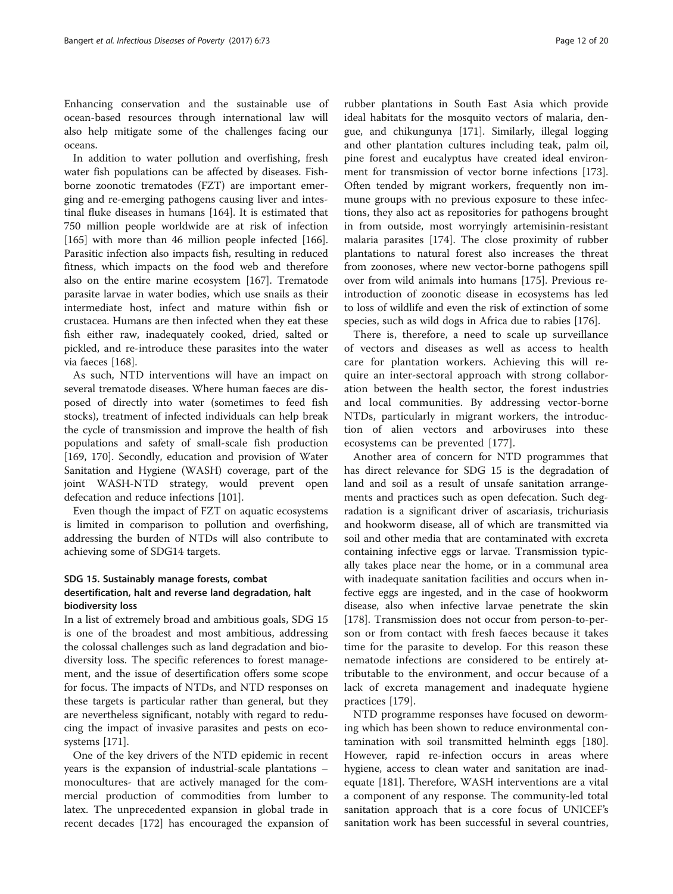Enhancing conservation and the sustainable use of ocean-based resources through international law will also help mitigate some of the challenges facing our oceans.

In addition to water pollution and overfishing, fresh water fish populations can be affected by diseases. Fish-borne zoonotic trematodes (FZT) are important emerging and re-emerging pathogens causing liver and intestinal fluke diseases in humans [164]. It is estimated that 750 million people worldwide are at risk of infection [165] with more than 46 million people infected [166]. Parasitic infection also impacts fish, resulting in reduced fitness, which impacts on the food web and therefore also on the entire marine ecosystem [167]. Trematode parasite larvae in water bodies, which use snails as their intermediate host, infect and mature within fish or crustacea. Humans are then infected when they eat these fish either raw, inadequately cooked, dried, salted or pickled, and re-introduce these parasites into the water via faeces [168].

As such, NTD interventions will have an impact on several trematode diseases. Where human faeces are disposed of directly into water (sometimes to feed fish stocks), treatment of infected individuals can help break the cycle of transmission and improve the health of fish populations and safety of small-scale fish production [169, 170]. Secondly, education and provision of Water Sanitation and Hygiene (WASH) coverage, part of the joint WASH-NTD strategy, would prevent open defecation and reduce infections [101].

Even though the impact of FZT on aquatic ecosystems is limited in comparison to pollution and overfishing, addressing the burden of NTDs will also contribute to achieving some of SDG14 targets.

### SDG 15. Sustainably manage forests, combat desertification, halt and reverse land degradation, halt biodiversity loss

In a list of extremely broad and ambitious goals, SDG 15 is one of the broadest and most ambitious, addressing the colossal challenges such as land degradation and biodiversity loss. The specific references to forest management, and the issue of desertification offers some scope for focus. The impacts of NTDs, and NTD responses on these targets is particular rather than general, but they are nevertheless significant, notably with regard to reducing the impact of invasive parasites and pests on ecosystems [171].

One of the key drivers of the NTD epidemic in recent years is the expansion of industrial-scale plantations – monocultures- that are actively managed for the commercial production of commodities from lumber to latex. The unprecedented expansion in global trade in recent decades [172] has encouraged the expansion of rubber plantations in South East Asia which provide ideal habitats for the mosquito vectors of malaria, dengue, and chikungunya [171]. Similarly, illegal logging and other plantation cultures including teak, palm oil, pine forest and eucalyptus have created ideal environment for transmission of vector borne infections [173]. Often tended by migrant workers, frequently non immune groups with no previous exposure to these infections, they also act as repositories for pathogens brought in from outside, most worryingly artemisinin-resistant malaria parasites [174]. The close proximity of rubber plantations to natural forest also increases the threat from zoonoses, where new vector-borne pathogens spill over from wild animals into humans [175]. Previous re-introduction of zoonotic disease in ecosystems has led to loss of wildlife and even the risk of extinction of some species, such as wild dogs in Africa due to rabies [176].

There is, therefore, a need to scale up surveillance of vectors and diseases as well as access to health care for plantation workers. Achieving this will require an inter-sectoral approach with strong collaboration between the health sector, the forest industries and local communities. By addressing vector-borne NTDs, particularly in migrant workers, the introduction of alien vectors and arboviruses into these ecosystems can be prevented [177].

Another area of concern for NTD programmes that has direct relevance for SDG 15 is the degradation of land and soil as a result of unsafe sanitation arrangements and practices such as open defecation. Such degradation is a significant driver of ascariasis, trichuriasis and hookworm disease, all of which are transmitted via soil and other media that are contaminated with excreta containing infective eggs or larvae. Transmission typically takes place near the home, or in a communal area with inadequate sanitation facilities and occurs when infective eggs are ingested, and in the case of hookworm disease, also when infective larvae penetrate the skin [178]. Transmission does not occur from person-to-person or from contact with fresh faeces because it takes time for the parasite to develop. For this reason these nematode infections are considered to be entirely attributable to the environment, and occur because of a lack of excreta management and inadequate hygiene practices [179].

NTD programme responses have focused on deworming which has been shown to reduce environmental contamination with soil transmitted helminth eggs [180]. However, rapid re-infection occurs in areas where hygiene, access to clean water and sanitation are inadequate [181]. Therefore, WASH interventions are a vital a component of any response. The community-led total sanitation approach that is a core focus of UNICEF's sanitation work has been successful in several countries,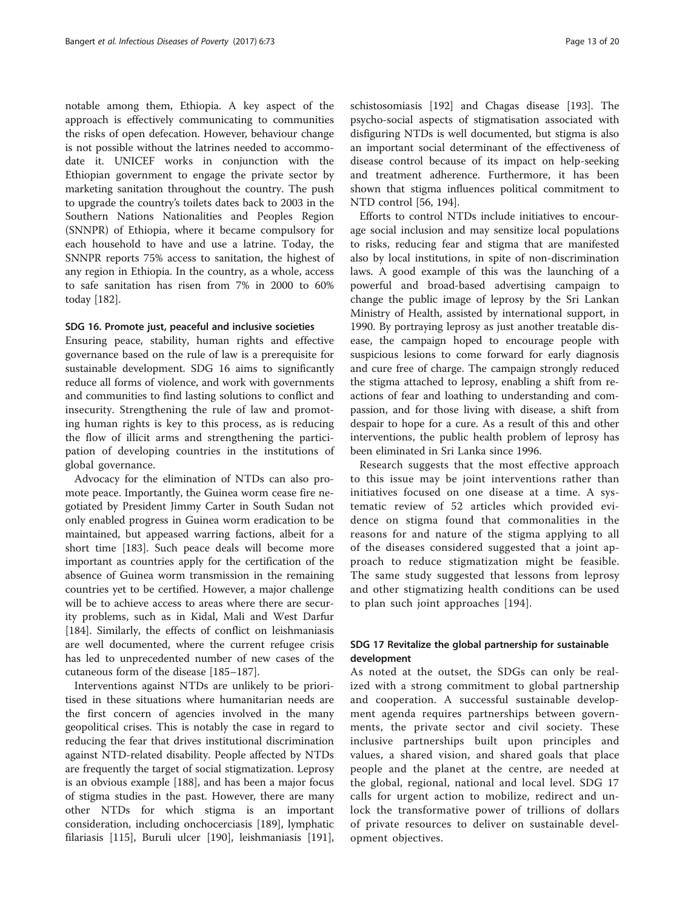notable among them, Ethiopia. A key aspect of the approach is effectively communicating to communities the risks of open defecation. However, behaviour change is not possible without the latrines needed to accommodate it. UNICEF works in conjunction with the Ethiopian government to engage the private sector by marketing sanitation throughout the country. The push to upgrade the country's toilets dates back to 2003 in the Southern Nations Nationalities and Peoples Region (SNNPR) of Ethiopia, where it became compulsory for each household to have and use a latrine. Today, the SNNPR reports 75% access to sanitation, the highest of any region in Ethiopia. In the country, as a whole, access to safe sanitation has risen from 7% in 2000 to 60% today [182].

### SDG 16. Promote just, peaceful and inclusive societies

Ensuring peace, stability, human rights and effective governance based on the rule of law is a prerequisite for sustainable development. SDG 16 aims to significantly reduce all forms of violence, and work with governments and communities to find lasting solutions to conflict and insecurity. Strengthening the rule of law and promoting human rights is key to this process, as is reducing the flow of illicit arms and strengthening the participation of developing countries in the institutions of global governance.

Advocacy for the elimination of NTDs can also promote peace. Importantly, the Guinea worm cease fire negotiated by President Jimmy Carter in South Sudan not only enabled progress in Guinea worm eradication to be maintained, but appeased warring factions, albeit for a short time [183]. Such peace deals will become more important as countries apply for the certification of the absence of Guinea worm transmission in the remaining countries yet to be certified. However, a major challenge will be to achieve access to areas where there are security problems, such as in Kidal, Mali and West Darfur [184]. Similarly, the effects of conflict on leishmaniasis are well documented, where the current refugee crisis has led to unprecedented number of new cases of the cutaneous form of the disease [185–187].

Interventions against NTDs are unlikely to be prioritised in these situations where humanitarian needs are the first concern of agencies involved in the many geopolitical crises. This is notably the case in regard to reducing the fear that drives institutional discrimination against NTD-related disability. People affected by NTDs are frequently the target of social stigmatization. Leprosy is an obvious example [188], and has been a major focus of stigma studies in the past. However, there are many other NTDs for which stigma is an important consideration, including onchocerciasis [189], lymphatic filariasis [115], Buruli ulcer [190], leishmaniasis [191], schistosomiasis [192] and Chagas disease [193]. The psycho-social aspects of stigmatisation associated with disfiguring NTDs is well documented, but stigma is also an important social determinant of the effectiveness of disease control because of its impact on help-seeking and treatment adherence. Furthermore, it has been shown that stigma influences political commitment to NTD control [56, 194].

Efforts to control NTDs include initiatives to encourage social inclusion and may sensitize local populations to risks, reducing fear and stigma that are manifested also by local institutions, in spite of non-discrimination laws. A good example of this was the launching of a powerful and broad-based advertising campaign to change the public image of leprosy by the Sri Lankan Ministry of Health, assisted by international support, in 1990. By portraying leprosy as just another treatable disease, the campaign hoped to encourage people with suspicious lesions to come forward for early diagnosis and cure free of charge. The campaign strongly reduced the stigma attached to leprosy, enabling a shift from reactions of fear and loathing to understanding and compassion, and for those living with disease, a shift from despair to hope for a cure. As a result of this and other interventions, the public health problem of leprosy has been eliminated in Sri Lanka since 1996.

Research suggests that the most effective approach to this issue may be joint interventions rather than initiatives focused on one disease at a time. A systematic review of 52 articles which provided evidence on stigma found that commonalities in the reasons for and nature of the stigma applying to all of the diseases considered suggested that a joint approach to reduce stigmatization might be feasible. The same study suggested that lessons from leprosy and other stigmatizing health conditions can be used to plan such joint approaches [194].

### SDG 17 Revitalize the global partnership for sustainable development

As noted at the outset, the SDGs can only be realized with a strong commitment to global partnership and cooperation. A successful sustainable development agenda requires partnerships between governments, the private sector and civil society. These inclusive partnerships built upon principles and values, a shared vision, and shared goals that place people and the planet at the centre, are needed at the global, regional, national and local level. SDG 17 calls for urgent action to mobilize, redirect and unlock the transformative power of trillions of dollars of private resources to deliver on sustainable development objectives.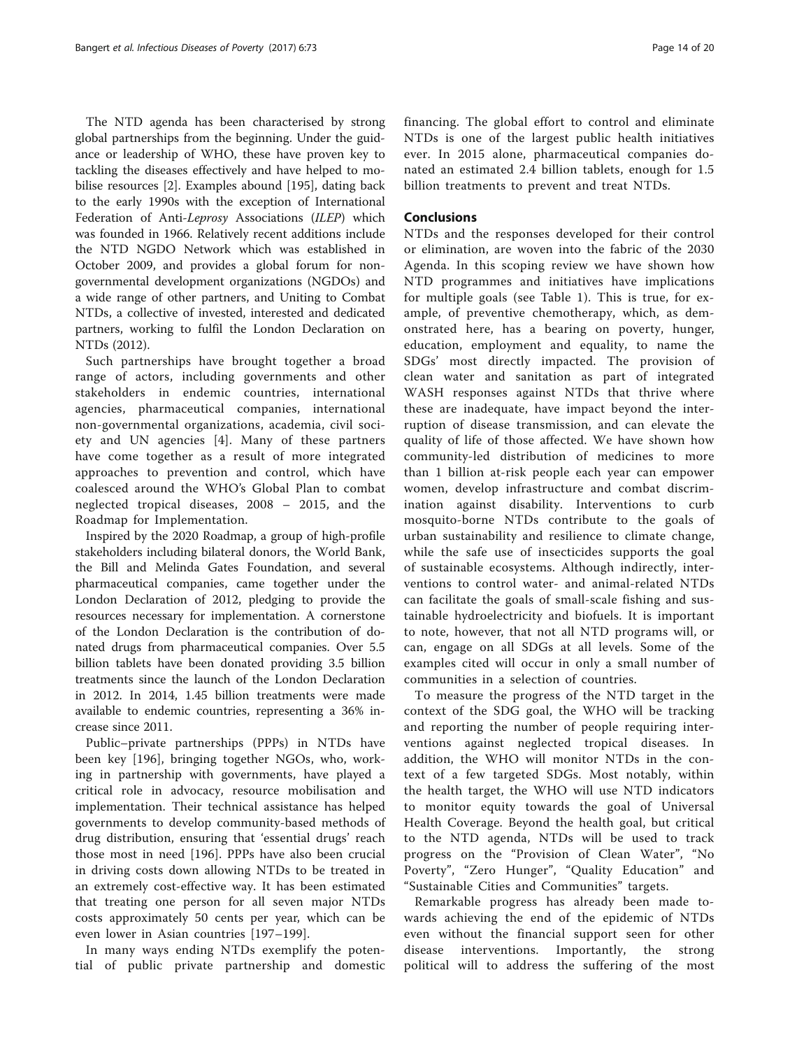The NTD agenda has been characterised by strong global partnerships from the beginning. Under the guidance or leadership of WHO, these have proven key to tackling the diseases effectively and have helped to mobilise resources [2]. Examples abound [195], dating back to the early 1990s with the exception of International Federation of Anti-*Leprosy* Associations (*ILEP*) which was founded in 1966. Relatively recent additions include the NTD NGDO Network which was established in October 2009, and provides a global forum for non-governmental development organizations (NGDOs) and a wide range of other partners, and Uniting to Combat NTDs, a collective of invested, interested and dedicated partners, working to fulfil the London Declaration on NTDs (2012).

Such partnerships have brought together a broad range of actors, including governments and other stakeholders in endemic countries, international agencies, pharmaceutical companies, international non-governmental organizations, academia, civil society and UN agencies [4]. Many of these partners have come together as a result of more integrated approaches to prevention and control, which have coalesced around the WHO's Global Plan to combat neglected tropical diseases, 2008 – 2015, and the Roadmap for Implementation.

Inspired by the 2020 Roadmap, a group of high-profile stakeholders including bilateral donors, the World Bank, the Bill and Melinda Gates Foundation, and several pharmaceutical companies, came together under the London Declaration of 2012, pledging to provide the resources necessary for implementation. A cornerstone of the London Declaration is the contribution of donated drugs from pharmaceutical companies. Over 5.5 billion tablets have been donated providing 3.5 billion treatments since the launch of the London Declaration in 2012. In 2014, 1.45 billion treatments were made available to endemic countries, representing a 36% increase since 2011.

Public–private partnerships (PPPs) in NTDs have been key [196], bringing together NGOs, who, working in partnership with governments, have played a critical role in advocacy, resource mobilisation and implementation. Their technical assistance has helped governments to develop community-based methods of drug distribution, ensuring that 'essential drugs' reach those most in need [196]. PPPs have also been crucial in driving costs down allowing NTDs to be treated in an extremely cost-effective way. It has been estimated that treating one person for all seven major NTDs costs approximately 50 cents per year, which can be even lower in Asian countries [197–199].

In many ways ending NTDs exemplify the potential of public private partnership and domestic financing. The global effort to control and eliminate NTDs is one of the largest public health initiatives ever. In 2015 alone, pharmaceutical companies donated an estimated 2.4 billion tablets, enough for 1.5 billion treatments to prevent and treat NTDs.

## Conclusions

NTDs and the responses developed for their control or elimination, are woven into the fabric of the 2030 Agenda. In this scoping review we have shown how NTD programmes and initiatives have implications for multiple goals (see Table 1). This is true, for example, of preventive chemotherapy, which, as demonstrated here, has a bearing on poverty, hunger, education, employment and equality, to name the SDGs' most directly impacted. The provision of clean water and sanitation as part of integrated WASH responses against NTDs that thrive where these are inadequate, have impact beyond the interruption of disease transmission, and can elevate the quality of life of those affected. We have shown how community-led distribution of medicines to more than 1 billion at-risk people each year can empower women, develop infrastructure and combat discrimination against disability. Interventions to curb mosquito-borne NTDs contribute to the goals of urban sustainability and resilience to climate change, while the safe use of insecticides supports the goal of sustainable ecosystems. Although indirectly, interventions to control water- and animal-related NTDs can facilitate the goals of small-scale fishing and sustainable hydroelectricity and biofuels. It is important to note, however, that not all NTD programs will, or can, engage on all SDGs at all levels. Some of the examples cited will occur in only a small number of communities in a selection of countries.

To measure the progress of the NTD target in the context of the SDG goal, the WHO will be tracking and reporting the number of people requiring interventions against neglected tropical diseases. In addition, the WHO will monitor NTDs in the context of a few targeted SDGs. Most notably, within the health target, the WHO will use NTD indicators to monitor equity towards the goal of Universal Health Coverage. Beyond the health goal, but critical to the NTD agenda, NTDs will be used to track progress on the "Provision of Clean Water", "No Poverty", "Zero Hunger", "Quality Education" and "Sustainable Cities and Communities" targets.

Remarkable progress has already been made towards achieving the end of the epidemic of NTDs even without the financial support seen for other disease interventions. Importantly, the strong political will to address the suffering of the most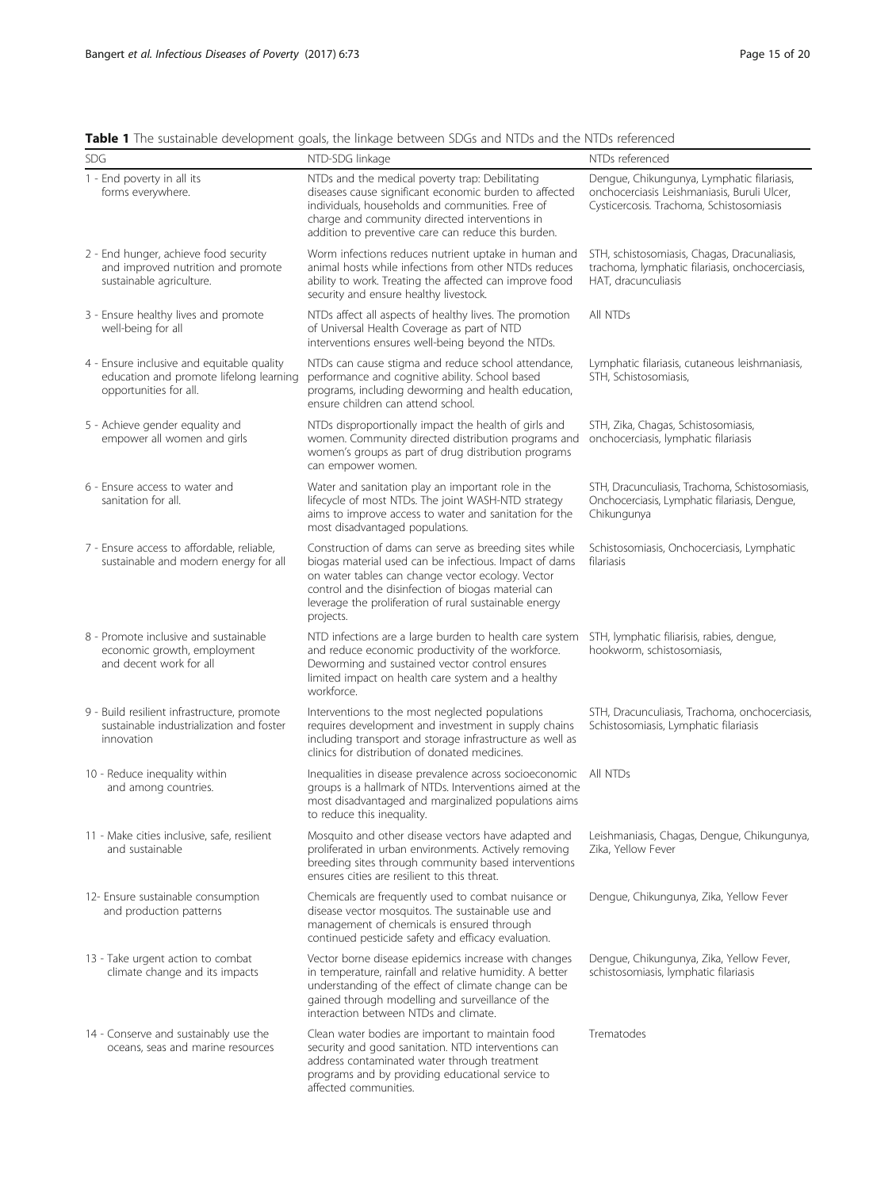**Table 1** The sustainable development goals, the linkage between SDGs and NTDs and the NTDs referenced

| SDG | NTD-SDG linkage | NTDs referenced |
| --- | --- | --- |
| 1 - End poverty in all its forms everywhere. | NTDs and the medical poverty trap: Debilitating diseases cause significant economic burden to affected individuals, households and communities. Free of charge and community directed interventions in addition to preventive care can reduce this burden. | Dengue, Chikungunya, Lymphatic filariasis, onchocerciasis Leishmaniasis, Buruli Ulcer, Cysticercosis. Trachoma, Schistosomiasis |
| 2 - End hunger, achieve food security and improved nutrition and promote sustainable agriculture. | Worm infections reduces nutrient uptake in human and animal hosts while infections from other NTDs reduces ability to work. Treating the affected can improve food security and ensure healthy livestock. | STH, schistosomiasis, Chagas, Dracunaliasis, trachoma, lymphatic filariasis, onchocerciasis, HAT, dracunculiasis |
| 3 - Ensure healthy lives and promote well-being for all | NTDs affect all aspects of healthy lives. The promotion of Universal Health Coverage as part of NTD interventions ensures well-being beyond the NTDs. | All NTDs |
| 4 - Ensure inclusive and equitable quality education and promote lifelong learning opportunities for all. | NTDs can cause stigma and reduce school attendance, performance and cognitive ability. School based programs, including deworming and health education, ensure children can attend school. | Lymphatic filariasis, cutaneous leishmaniasis, STH, Schistosomiasis, |
| 5 - Achieve gender equality and empower all women and girls | NTDs disproportionally impact the health of girls and women. Community directed distribution programs and women's groups as part of drug distribution programs can empower women. | STH, Zika, Chagas, Schistosomiasis, onchocerciasis, lymphatic filariasis |
| 6 - Ensure access to water and sanitation for all. | Water and sanitation play an important role in the lifecycle of most NTDs. The joint WASH-NTD strategy aims to improve access to water and sanitation for the most disadvantaged populations. | STH, Dracunculiasis, Trachoma, Schistosomiasis, Onchocerciasis, Lymphatic filariasis, Dengue, Chikungunya |
| 7 - Ensure access to affordable, reliable, sustainable and modern energy for all | Construction of dams can serve as breeding sites while biogas material used can be infectious. Impact of dams on water tables can change vector ecology. Vector control and the disinfection of biogas material can leverage the proliferation of rural sustainable energy projects. | Schistosomiasis, Onchocerciasis, Lymphatic filariasis |
| 8 - Promote inclusive and sustainable economic growth, employment and decent work for all | NTD infections are a large burden to health care system and reduce economic productivity of the workforce. Deworming and sustained vector control ensures limited impact on health care system and a healthy workforce. | STH, lymphatic filiarisis, rabies, dengue, hookworm, schistosomiasis, |
| 9 - Build resilient infrastructure, promote sustainable industrialization and foster innovation | Interventions to the most neglected populations requires development and investment in supply chains including transport and storage infrastructure as well as clinics for distribution of donated medicines. | STH, Dracunculiasis, Trachoma, onchocerciasis, Schistosomiasis, Lymphatic filariasis |
| 10 - Reduce inequality within and among countries. | Inequalities in disease prevalence across socioeconomic groups is a hallmark of NTDs. Interventions aimed at the most disadvantaged and marginalized populations aims to reduce this inequality. | All NTDs |
| 11 - Make cities inclusive, safe, resilient and sustainable | Mosquito and other disease vectors have adapted and proliferated in urban environments. Actively removing breeding sites through community based interventions ensures cities are resilient to this threat. | Leishmaniasis, Chagas, Dengue, Chikungunya, Zika, Yellow Fever |
| 12- Ensure sustainable consumption and production patterns | Chemicals are frequently used to combat nuisance or disease vector mosquitos. The sustainable use and management of chemicals is ensured through continued pesticide safety and efficacy evaluation. | Dengue, Chikungunya, Zika, Yellow Fever |
| 13 - Take urgent action to combat climate change and its impacts | Vector borne disease epidemics increase with changes in temperature, rainfall and relative humidity. A better understanding of the effect of climate change can be gained through modelling and surveillance of the interaction between NTDs and climate. | Dengue, Chikungunya, Zika, Yellow Fever, schistosomiasis, lymphatic filariasis |
| 14 - Conserve and sustainably use the oceans, seas and marine resources | Clean water bodies are important to maintain food security and good sanitation. NTD interventions can address contaminated water through treatment programs and by providing educational service to affected communities. | Trematodes |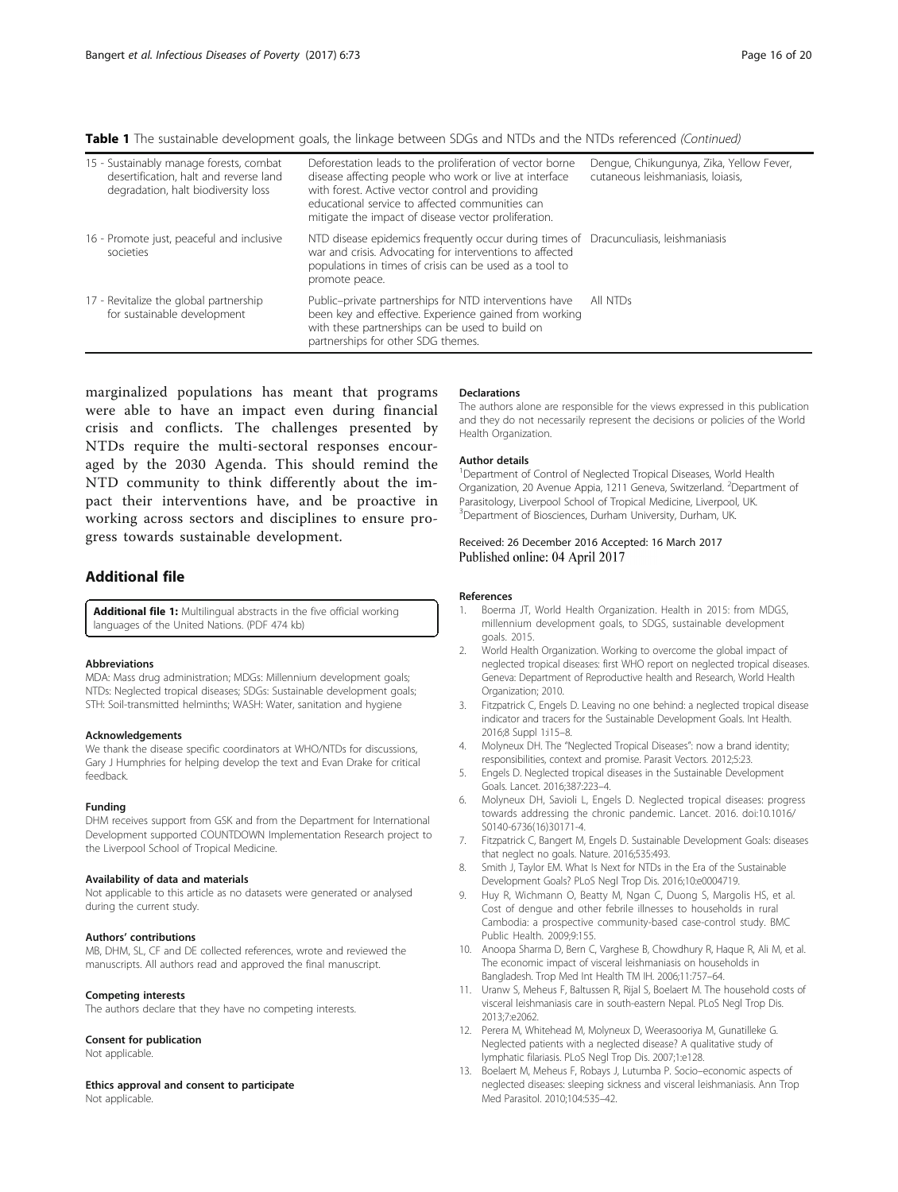**Table 1** The sustainable development goals, the linkage between SDGs and NTDs and the NTDs referenced *(Continued)*

| | | |
|---|---|---|
| 15 - Sustainably manage forests, combat desertification, halt and reverse land degradation, halt biodiversity loss | Deforestation leads to the proliferation of vector borne disease affecting people who work or live at interface with forest. Active vector control and providing educational service to affected communities can mitigate the impact of disease vector proliferation. | Dengue, Chikungunya, Zika, Yellow Fever, cutaneous leishmaniasis, loiasis, |
| 16 - Promote just, peaceful and inclusive societies | NTD disease epidemics frequently occur during times of war and crisis. Advocating for interventions to affected populations in times of crisis can be used as a tool to promote peace. | Dracunculiasis, leishmaniasis |
| 17 - Revitalize the global partnership for sustainable development | Public–private partnerships for NTD interventions have been key and effective. Experience gained from working with these partnerships can be used to build on partnerships for other SDG themes. | All NTDs |

marginalized populations has meant that programs were able to have an impact even during financial crisis and conflicts. The challenges presented by NTDs require the multi-sectoral responses encouraged by the 2030 Agenda. This should remind the NTD community to think differently about the impact their interventions have, and be proactive in working across sectors and disciplines to ensure progress towards sustainable development.

## Additional file

**Additional file 1:** Multilingual abstracts in the five official working languages of the United Nations. (PDF 474 kb)

#### Abbreviations

MDA: Mass drug administration; MDGs: Millennium development goals; NTDs: Neglected tropical diseases; SDGs: Sustainable development goals; STH: Soil-transmitted helminths; WASH: Water, sanitation and hygiene

#### Acknowledgements

We thank the disease specific coordinators at WHO/NTDs for discussions, Gary J Humphries for helping develop the text and Evan Drake for critical feedback.

#### Funding

DHM receives support from GSK and from the Department for International Development supported COUNTDOWN Implementation Research project to the Liverpool School of Tropical Medicine.

#### Availability of data and materials

Not applicable to this article as no datasets were generated or analysed during the current study.

#### Authors' contributions

MB, DHM, SL, CF and DE collected references, wrote and reviewed the manuscripts. All authors read and approved the final manuscript.

#### Competing interests

The authors declare that they have no competing interests.

#### Consent for publication

Not applicable.

#### Ethics approval and consent to participate

Not applicable.

#### Declarations

The authors alone are responsible for the views expressed in this publication and they do not necessarily represent the decisions or policies of the World Health Organization.

#### Author details

[1]Department of Control of Neglected Tropical Diseases, World Health Organization, 20 Avenue Appia, 1211 Geneva, Switzerland. [2]Department of Parasitology, Liverpool School of Tropical Medicine, Liverpool, UK. [3]Department of Biosciences, Durham University, Durham, UK.

Received: 26 December 2016 Accepted: 16 March 2017
Published online: 04 April 2017

#### References

1. Boerma JT, World Health Organization. Health in 2015: from MDGS, millennium development goals, to SDGS, sustainable development goals. 2015.
2. World Health Organization. Working to overcome the global impact of neglected tropical diseases: first WHO report on neglected tropical diseases. Geneva: Department of Reproductive health and Research, World Health Organization; 2010.
3. Fitzpatrick C, Engels D. Leaving no one behind: a neglected tropical disease indicator and tracers for the Sustainable Development Goals. Int Health. 2016;8 Suppl 1:i15–8.
4. Molyneux DH. The "Neglected Tropical Diseases": now a brand identity; responsibilities, context and promise. Parasit Vectors. 2012;5:23.
5. Engels D. Neglected tropical diseases in the Sustainable Development Goals. Lancet. 2016;387:223–4.
6. Molyneux DH, Savioli L, Engels D. Neglected tropical diseases: progress towards addressing the chronic pandemic. Lancet. 2016. doi:10.1016/S0140-6736(16)30171-4.
7. Fitzpatrick C, Bangert M, Engels D. Sustainable Development Goals: diseases that neglect no goals. Nature. 2016;535:493.
8. Smith J, Taylor EM. What Is Next for NTDs in the Era of the Sustainable Development Goals? PLoS Negl Trop Dis. 2016;10:e0004719.
9. Huy R, Wichmann O, Beatty M, Ngan C, Duong S, Margolis HS, et al. Cost of dengue and other febrile illnesses to households in rural Cambodia: a prospective community-based case-control study. BMC Public Health. 2009;9:155.
10. Anoopa Sharma D, Bern C, Varghese B, Chowdhury R, Haque R, Ali M, et al. The economic impact of visceral leishmaniasis on households in Bangladesh. Trop Med Int Health TM IH. 2006;11:757–64.
11. Uranw S, Meheus F, Baltussen R, Rijal S, Boelaert M. The household costs of visceral leishmaniasis care in south-eastern Nepal. PLoS Negl Trop Dis. 2013;7:e2062.
12. Perera M, Whitehead M, Molyneux D, Weerasooriya M, Gunatilleke G. Neglected patients with a neglected disease? A qualitative study of lymphatic filariasis. PLoS Negl Trop Dis. 2007;1:e128.
13. Boelaert M, Meheus F, Robays J, Lutumba P. Socio–economic aspects of neglected diseases: sleeping sickness and visceral leishmaniasis. Ann Trop Med Parasitol. 2010;104:535–42.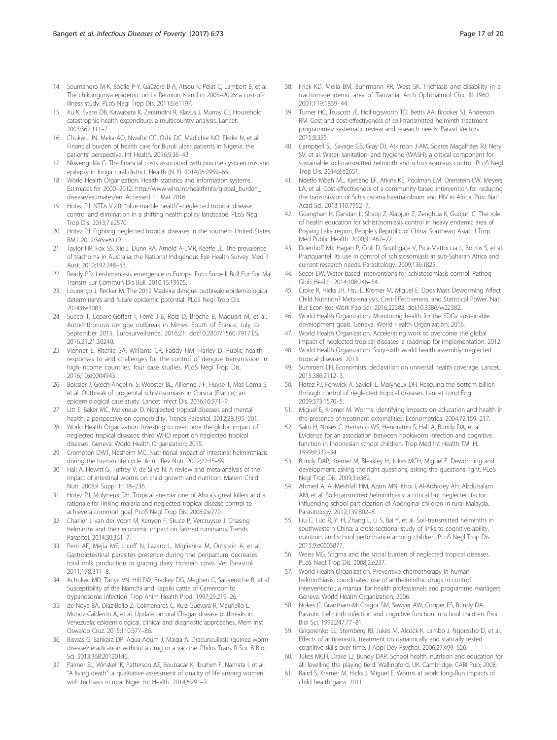14. Soumahoro M-K, Boelle P-Y, Gaüzere B-A, Atsou K, Pelat C, Lambert B, et al. The chikungunya epidemic on La Réunion Island in 2005–2006: a cost-of-illness study. PLoS Negl Trop Dis. 2011;5:e1197.
15. Xu K, Evans DB, Kawabata K, Zeramdini R, Klavus J, Murray CJ. Household catastrophic health expenditure: a multicountry analysis. Lancet. 2003;362:111–7.
16. Chukwu JN, Meka AO, Nwafor CC, Oshi DC, Madichie NO, Ekeke N, et al. Financial burden of health care for Buruli ulcer patients in Nigeria: the patients' perspective. Int Health. 2016;9:36–43.
17. Nkwengulila G. The financial costs associated with porcine cysticercosis and epilepsy in Iringa rural district. Health (N Y). 2014;06:2959–65.
18. World Health Organization. Health statistics and information systems. Estimates for 2000–2012. http://www.who.int/healthinfo/global_burden_disease/estimates/en. Accessed 11 Mar 2016.
19. Hotez PJ. NTDs V.2.0: "blue marble health"–neglected tropical disease control and elimination in a shifting health policy landscape. PLoS Negl Trop Dis. 2013;7:e2570.
20. Hotez PJ. Fighting neglected tropical diseases in the southern United States. BMJ. 2012;345:e6112.
21. Taylor HR, Fox SS, Xie J, Dunn RA, Arnold A-LMR, Keeffe JE. The prevalence of trachoma in Australia: the National Indigenous Eye Health Survey. Med J Aust. 2010;192:248–53.
22. Ready PD. Leishmaniasis emergence in Europe. Euro Surveill Bull Eur Sur Mal Transm Eur Commun Dis Bull. 2010;15:19505.
23. Lourenço J, Recker M. The 2012 Madeira dengue outbreak: epidemiological determinants and future epidemic potential. PLoS Negl Trop Dis. 2014;8:e3083.
24. Succo T, Leparc-Goffart I, Ferré J-B, Roiz D, Broche B, Maquart M, et al. Autochthonous dengue outbreak in Nîmes, South of France, July to September 2015. Eurosurveillance. 2016;21: doi:10.2807/1560-7917.ES.2016.21.21.30240.
25. Viennet E, Ritchie SA, Williams CR, Faddy HM, Harley D. Public health responses to and challenges for the control of dengue transmission in high-income countries: four case studies. PLoS Negl Trop Dis. 2016;10:e0004943.
26. Boissier J, Grech-Angelini S, Webster BL, Allienne J-F, Huyse T, Mas-Coma S, et al. Outbreak of urogenital schistosomiasis in Corsica (France): an epidemiological case study. Lancet Infect Dis. 2016;16:971–9.
27. Litt E, Baker MC, Molyneux D. Neglected tropical diseases and mental health: a perspective on comorbidity. Trends Parasitol. 2012;28:195–201.
28. World Health Organization. Investing to overcome the global impact of neglected tropical diseases: third WHO report on neglected tropical diseases. Geneva: World Health Organization; 2015.
29. Crompton DWT, Nesheim MC. Nutritional impact of intestinal helminthiasis during the human life cycle. Annu Rev Nutr. 2002;22:35–59.
30. Hall A, Hewitt G, Tuffrey V, de Silva N. A review and meta-analysis of the impact of intestinal worms on child growth and nutrition. Matern Child Nutr. 2008;4 Suppl 1:118–236.
31. Hotez PJ, Molyneux DH. Tropical anemia: one of Africa's great killers and a rationale for linking malaria and neglected tropical disease control to achieve a common goal. PLoS Negl Trop Dis. 2008;2:e270.
32. Charlier J, van der Voort M, Kenyon F, Skuce P, Vercruysse J. Chasing helminths and their economic impact on farmed ruminants. Trends Parasitol. 2014;30:361–7.
33. Perri AF, Mejía ME, Licoff N, Lazaro L, Miglierina M, Ornstein A, et al. Gastrointestinal parasites presence during the peripartum decreases total milk production in grazing dairy Holstein cows. Vet Parasitol. 2011;178:311–8.
34. Achukwi MD, Tanya VN, Hill EW, Bradley DG, Meghen C, Sauveroche B, et al. Susceptibility of the Namchi and Kapsiki cattle of Cameroon to trypanosome infection. Trop Anim Health Prod. 1997;29:219–26.
35. de Noya BA, Díaz-Bello Z, Colmenares C, Ruiz-Guevara R, Mauriello L, Muñoz-Calderón A, et al. Update on oral Chagas disease outbreaks in Venezuela: epidemiological, clinical and diagnostic approaches. Mem Inst Oswaldo Cruz. 2015;110:377–86.
36. Biswas G, Sankara DP, Agua-Agum J, Maiga A. Dracunculiasis (guinea worm disease): eradication without a drug or a vaccine. Philos Trans R Soc B Biol Sci. 2013;368:20120146.
37. Palmer SL, Winskell K, Patterson AE, Boubacar K, Ibrahim F, Namata I, et al. "A living death": a qualitative assessment of quality of life among women with trichiasis in rural Niger. Int Health. 2014;6:291–7.
38. Frick KD, Melia BM, Buhrmann RR, West SK. Trichiasis and disability in a trachoma-endemic area of Tanzania. Arch Ophthalmol Chic Ill 1960. 2001;119:1839–44.
39. Turner HC, Truscott JE, Hollingsworth TD, Bettis AA, Brooker SJ, Anderson RM. Cost and cost-effectiveness of soil-transmitted helminth treatment programmes: systematic review and research needs. Parasit Vectors. 2015;8:355.
40. Campbell SJ, Savage GB, Gray DJ, Atkinson J-AM, Soares Magalhães RJ, Nery SV, et al. Water, sanitation, and hygiene (WASH): a critical component for sustainable soil-transmitted helminth and schistosomiasis control. PLoS Negl Trop Dis. 2014;8:e2651.
41. Ndeffo Mbah ML, Kjetland EF, Atkins KE, Poolman EM, Orenstein EW, Meyers LA, et al. Cost-effectiveness of a community-based intervention for reducing the transmission of Schistosoma haematobium and HIV in Africa. Proc Natl Acad Sci. 2013;110:7952–7.
42. Guanghan H, Dandan L, Shaoji Z, Xiaojun Z, Zenghua K, Guojun C. The role of health education for schistosomiasis control in heavy endemic area of Poyang Lake region, People's Republic of China. Southeast Asian J Trop Med Public Health. 2000;31:467–72.
43. Doenhoff MJ, Hagan P, Cioli D, Southgate V, Pica-Mattoccia L, Botros S, et al. Praziquantel: its use in control of schistosomiasis in sub-Saharan Africa and current research needs. Parasitology. 2009;136:1825.
44. Secor EW. Water-based interventions for schistosomiasis control. Pathog Glob Health. 2014;108:246–54.
45. Croke K, Hicks JH, Hsu E, Kremer M, Miguel E. Does Mass Deworming Affect Child Nutrition? Meta-analysis, Cost-Effectiveness, and Statistical Power. Natl Bur Econ Res Work Pap Ser. 2016;22382. doi:10.3386/w22382.
46. World Health Organization. Monitoring health for the SDGs: sustainable development goals. Geneva: World Health Organization; 2016.
47. World Health Organization. Accelerating work to overcome the global impact of neglected tropical diseases: a roadmap for implementation. 2012.
48. World Health Organization. Sixty-sixth world health assembly: neglected tropical diseases. 2013.
49. Summers LH. Economists' declaration on universal health coverage. Lancet. 2015;386:2112–3.
50. Hotez PJ, Fenwick A, Savioli L, Molyneux DH. Rescuing the bottom billion through control of neglected tropical diseases. Lancet Lond Engl. 2009;373:1570–5.
51. Miguel E, Kremer M. Worms: identifying impacts on education and health in the presence of treatment externalities. Econometrica. 2004;72:159–217.
52. Sakti H, Nokes C, Hertanto WS, Hendratno S, Hall A, Bundy DA, et al. Evidence for an association between hookworm infection and cognitive function in Indonesian school children. Trop Med Int Health TM IH. 1999;4:322–34.
53. Bundy DAP, Kremer M, Bleakley H, Jukes MCH, Miguel E. Deworming and development: asking the right questions, asking the questions right. PLoS Negl Trop Dis. 2009;3:e362.
54. Ahmed A, Al-Mekhlafi HM, Azam MN, Ithoi I, Al-Adhroey AH, Abdulsalam AM, et al. Soil-transmitted helminthiasis: a critical but neglected factor influencing school participation of Aboriginal children in rural Malaysia. Parasitology. 2012;139:802–8.
55. Liu C, Luo R, Yi H, Zhang L, Li S, Bai Y, et al. Soil-transmitted helminths in southwestern China: a cross-sectional study of links to cognitive ability, nutrition, and school performance among children. PLoS Negl Trop Dis. 2015;9:e0003877.
56. Weiss MG. Stigma and the social burden of neglected tropical diseases. PLoS Negl Trop Dis. 2008;2:e237.
57. World Health Organization. Preventive chemotherapy in human helminthiasis: coordinated use of anthelminthic drugs in control interventions ; a manual for health professionals and programme managers. Geneva: World Health Organization; 2006.
58. Nokes C, Grantham-McGregor SM, Sawyer AW, Cooper ES, Bundy DA. Parasitic helminth infection and cognitive function in school children. Proc Biol Sci. 1992;247:77–81.
59. Grigorenko EL, Sternberg RJ, Jukes M, Alcock K, Lambo J, Ngorosho D, et al. Effects of antiparasitic treatment on dynamically and statically tested cognitive skills over time. J Appl Dev Psychol. 2006;27:499–526.
60. Jukes MCH, Drake LJ, Bundy DAP. School health, nutrition and education for all: levelling the playing field. Wallingford, UK. Cambridge: CABI Pub; 2008.
61. Baird S, Kremer M, Hicks J, Miguel E. Worms at work: long-Run impacts of child health gains. 2011.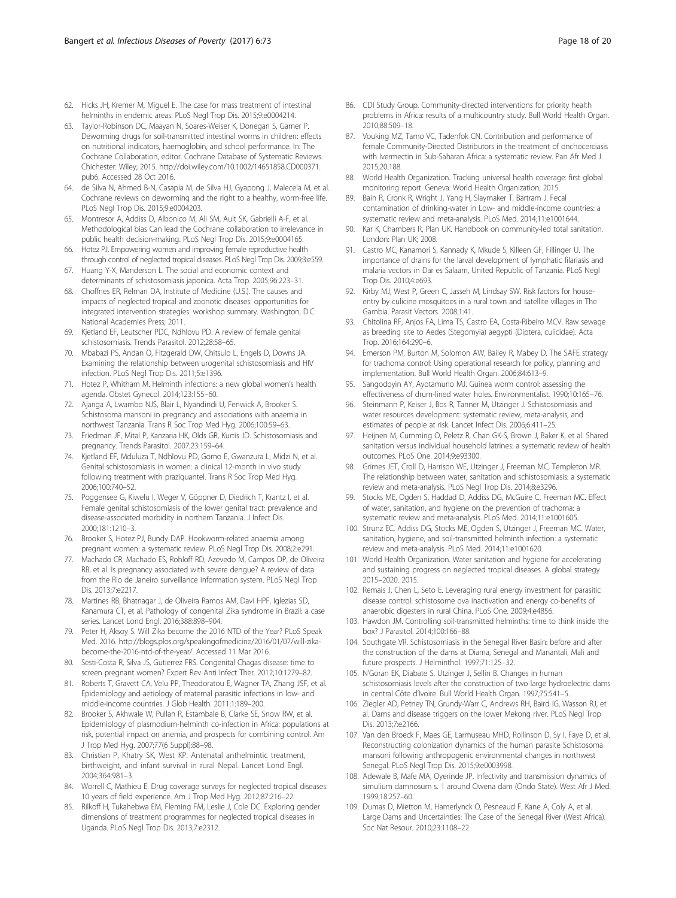62. Hicks JH, Kremer M, Miguel E. The case for mass treatment of intestinal helminths in endemic areas. PLoS Negl Trop Dis. 2015;9:e0004214.
63. Taylor-Robinson DC, Maayan N, Soares-Weiser K, Donegan S, Garner P. Deworming drugs for soil-transmitted intestinal worms in children: effects on nutritional indicators, haemoglobin, and school performance. In: The Cochrane Collaboration, editor. Cochrane Database of Systematic Reviews. Chichester: Wiley; 2015. http://doi.wiley.com/10.1002/14651858.CD000371.pub6. Accessed 28 Oct 2016.
64. de Silva N, Ahmed B-N, Casapia M, de Silva HJ, Gyapong J, Malecela M, et al. Cochrane reviews on deworming and the right to a healthy, worm-free life. PLoS Negl Trop Dis. 2015;9:e0004203.
65. Montresor A, Addiss D, Albonico M, Ali SM, Ault SK, Gabrielli A-F, et al. Methodological bias Can lead the Cochrane collaboration to irrelevance in public health decision-making. PLoS Negl Trop Dis. 2015;9:e0004165.
66. Hotez PJ. Empowering women and improving female reproductive health through control of neglected tropical diseases. PLoS Negl Trop Dis. 2009;3:e559.
67. Huang Y-X, Manderson L. The social and economic context and determinants of schistosomiasis japonica. Acta Trop. 2005;96:223–31.
68. Choffnes ER, Relman DA, Institute of Medicine (U.S.). The causes and impacts of neglected tropical and zoonotic diseases: opportunities for integrated intervention strategies: workshop summary. Washington, D.C: National Academies Press; 2011.
69. Kjetland EF, Leutscher PDC, Ndhlovu PD. A review of female genital schistosomiasis. Trends Parasitol. 2012;28:58–65.
70. Mbabazi PS, Andan O, Fitzgerald DW, Chitsulo L, Engels D, Downs JA. Examining the relationship between urogenital schistosomiasis and HIV infection. PLoS Negl Trop Dis. 2011;5:e1396.
71. Hotez P, Whitham M. Helminth infections: a new global women's health agenda. Obstet Gynecol. 2014;123:155–60.
72. Ajanga A, Lwambo NJS, Blair L, Nyandindi U, Fenwick A, Brooker S. Schistosoma mansoni in pregnancy and associations with anaemia in northwest Tanzania. Trans R Soc Trop Med Hyg. 2006;100:59–63.
73. Friedman JF, Mital P, Kanzaria HK, Olds GR, Kurtis JD. Schistosomiasis and pregnancy. Trends Parasitol. 2007;23:159–64.
74. Kjetland EF, Mduluza T, Ndhlovu PD, Gomo E, Gwanzura L, Midzi N, et al. Genital schistosomiasis in women: a clinical 12-month in vivo study following treatment with praziquantel. Trans R Soc Trop Med Hyg. 2006;100:740–52.
75. Poggensee G, Kiwelu I, Weger V, Göppner D, Diedrich T, Krantz I, et al. Female genital schistosomiasis of the lower genital tract: prevalence and disease-associated morbidity in northern Tanzania. J Infect Dis. 2000;181:1210–3.
76. Brooker S, Hotez PJ, Bundy DAP. Hookworm-related anaemia among pregnant women: a systematic review. PLoS Negl Trop Dis. 2008;2:e291.
77. Machado CR, Machado ES, Rohloff RD, Azevedo M, Campos DP, de Oliveira RB, et al. Is pregnancy associated with severe dengue? A review of data from the Rio de Janeiro surveillance information system. PLoS Negl Trop Dis. 2013;7:e2217.
78. Martines RB, Bhatnagar J, de Oliveira Ramos AM, Davi HPF, Iglezias SD, Kanamura CT, et al. Pathology of congenital Zika syndrome in Brazil: a case series. Lancet Lond Engl. 2016;388:898–904.
79. Peter H, Aksoy S. Will Zika become the 2016 NTD of the Year? PLoS Speak Med. 2016. http://blogs.plos.org/speakingofmedicine/2016/01/07/will-zika-become-the-2016-ntd-of-the-year/. Accessed 11 Mar 2016.
80. Sesti-Costa R, Silva JS, Gutierrez FRS. Congenital Chagas disease: time to screen pregnant women? Expert Rev Anti Infect Ther. 2012;10:1279–82.
81. Roberts T, Gravett CA, Velu PP, Theodoratou E, Wagner TA, Zhang JSF, et al. Epidemiology and aetiology of maternal parasitic infections in low- and middle-income countries. J Glob Health. 2011;1:189–200.
82. Brooker S, Akhwale W, Pullan R, Estambale B, Clarke SE, Snow RW, et al. Epidemiology of plasmodium-helminth co-infection in Africa: populations at risk, potential impact on anemia, and prospects for combining control. Am J Trop Med Hyg. 2007;77(6 Suppl):88–98.
83. Christian P, Khatry SK, West KP. Antenatal anthelmintic treatment, birthweight, and infant survival in rural Nepal. Lancet Lond Engl. 2004;364:981–3.
84. Worrell C, Mathieu E. Drug coverage surveys for neglected tropical diseases: 10 years of field experience. Am J Trop Med Hyg. 2012;87:216–22.
85. Rilkoff H, Tukahebwa EM, Fleming FM, Leslie J, Cole DC. Exploring gender dimensions of treatment programmes for neglected tropical diseases in Uganda. PLoS Negl Trop Dis. 2013;7:e2312.
86. CDI Study Group. Community-directed interventions for priority health problems in Africa: results of a multicountry study. Bull World Health Organ. 2010;88:509–18.
87. Vouking MZ, Tamo VC, Tadenfok CN. Contribution and performance of female Community-Directed Distributors in the treatment of onchocerciasis with Ivermectin in Sub-Saharan Africa: a systematic review. Pan Afr Med J. 2015;20:188.
88. World Health Organization. Tracking universal health coverage: first global monitoring report. Geneva: World Health Organization; 2015.
89. Bain R, Cronk R, Wright J, Yang H, Slaymaker T, Bartram J. Fecal contamination of drinking-water in Low- and middle-income countries: a systematic review and meta-analysis. PLoS Med. 2014;11:e1001644.
90. Kar K, Chambers R, Plan UK. Handbook on community-led total sanitation. London: Plan UK; 2008.
91. Castro MC, Kanamori S, Kannady K, Mkude S, Killeen GF, Fillinger U. The importance of drains for the larval development of lymphatic filariasis and malaria vectors in Dar es Salaam, United Republic of Tanzania. PLoS Negl Trop Dis. 2010;4:e693.
92. Kirby MJ, West P, Green C, Jasseh M, Lindsay SW. Risk factors for house-entry by culicine mosquitoes in a rural town and satellite villages in The Gambia. Parasit Vectors. 2008;1:41.
93. Chitolina RF, Anjos FA, Lima TS, Castro EA, Costa-Ribeiro MCV. Raw sewage as breeding site to Aedes (Stegomyia) aegypti (Diptera, culicidae). Acta Trop. 2016;164:290–6.
94. Emerson PM, Burton M, Solomon AW, Bailey R, Mabey D. The SAFE strategy for trachoma control: Using operational research for policy, planning and implementation. Bull World Health Organ. 2006;84:613–9.
95. Sangodoyin AY, Ayotamuno MJ. Guinea worm control: assessing the effectiveness of drum-lined water holes. Environmentalist. 1990;10:165–76.
96. Steinmann P, Keiser J, Bos R, Tanner M, Utzinger J. Schistosomiasis and water resources development: systematic review, meta-analysis, and estimates of people at risk. Lancet Infect Dis. 2006;6:411–25.
97. Heijnen M, Cumming O, Peletz R, Chan GK-S, Brown J, Baker K, et al. Shared sanitation versus individual household latrines: a systematic review of health outcomes. PLoS One. 2014;9:e93300.
98. Grimes JET, Croll D, Harrison WE, Utzinger J, Freeman MC, Templeton MR. The relationship between water, sanitation and schistosomiasis: a systematic review and meta-analysis. PLoS Negl Trop Dis. 2014;8:e3296.
99. Stocks ME, Ogden S, Haddad D, Addiss DG, McGuire C, Freeman MC. Effect of water, sanitation, and hygiene on the prevention of trachoma: a systematic review and meta-analysis. PLoS Med. 2014;11:e1001605.
100. Strunz EC, Addiss DG, Stocks ME, Ogden S, Utzinger J, Freeman MC. Water, sanitation, hygiene, and soil-transmitted helminth infection: a systematic review and meta-analysis. PLoS Med. 2014;11:e1001620.
101. World Health Organization. Water sanitation and hygiene for accelerating and sustaining progress on neglected tropical diseases. A global strategy 2015–2020. 2015.
102. Remais J, Chen L, Seto E. Leveraging rural energy investment for parasitic disease control: schistosome ova inactivation and energy co-benefits of anaerobic digesters in rural China. PLoS One. 2009;4:e4856.
103. Hawdon JM. Controlling soil-transmitted helminths: time to think inside the box? J Parasitol. 2014;100:166–88.
104. Southgate VR. Schistosomiasis in the Senegal River Basin: before and after the construction of the dams at Diama, Senegal and Manantali, Mali and future prospects. J Helminthol. 1997;71:125–32.
105. N'Goran EK, Diabate S, Utzinger J, Sellin B. Changes in human schistosomiasis levels after the construction of two large hydroelectric dams in central Côte d'Ivoire. Bull World Health Organ. 1997;75:541–5.
106. Ziegler AD, Petney TN, Grundy-Warr C, Andrews RH, Baird IG, Wasson RJ, et al. Dams and disease triggers on the lower Mekong river. PLoS Negl Trop Dis. 2013;7:e2166.
107. Van den Broeck F, Maes GE, Larmuseau MHD, Rollinson D, Sy I, Faye D, et al. Reconstructing colonization dynamics of the human parasite Schistosoma mansoni following anthropogenic environmental changes in northwest Senegal. PLoS Negl Trop Dis. 2015;9:e0003998.
108. Adewale B, Mafe MA, Oyerinde JP. Infectivity and transmission dynamics of simulium damnosum s. 1 around Owena dam (Ondo State). West Afr J Med. 1999;18:257–60.
109. Dumas D, Mietton M, Hamerlynck O, Pesneaud F, Kane A, Coly A, et al. Large Dams and Uncertainties: The Case of the Senegal River (West Africa). Soc Nat Resour. 2010;23:1108–22.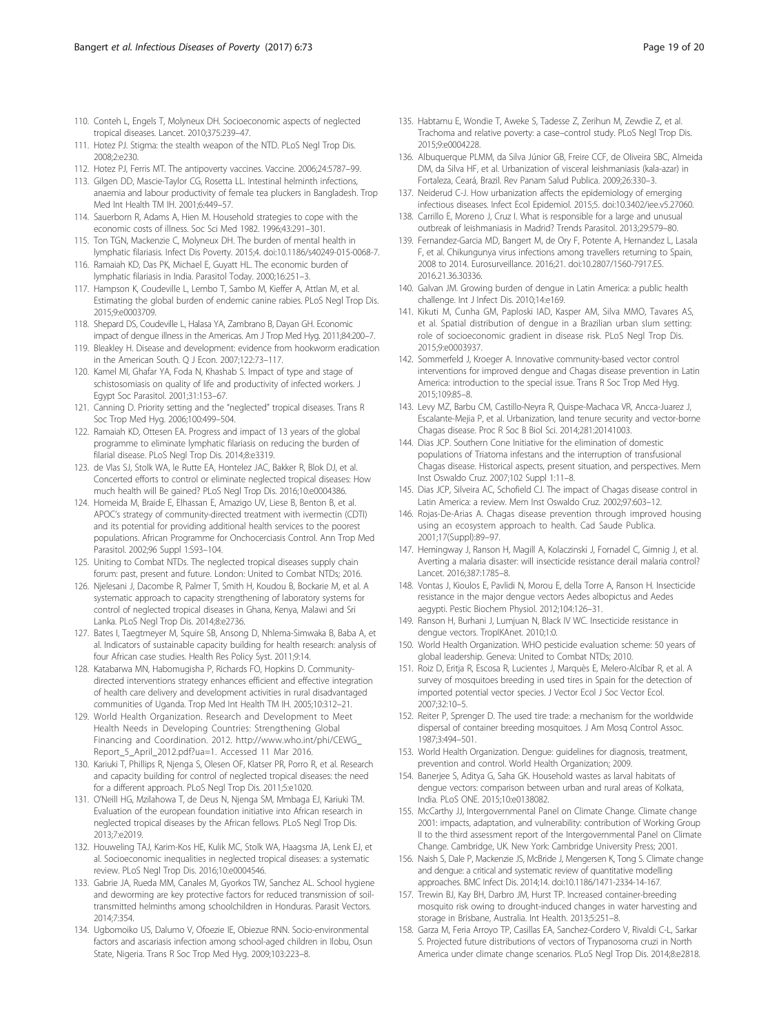110. Conteh L, Engels T, Molyneux DH. Socioeconomic aspects of neglected tropical diseases. Lancet. 2010;375:239–47.
111. Hotez PJ. Stigma: the stealth weapon of the NTD. PLoS Negl Trop Dis. 2008;2:e230.
112. Hotez PJ, Ferris MT. The antipoverty vaccines. Vaccine. 2006;24:5787–99.
113. Gilgen DD, Mascie-Taylor CG, Rosetta LL. Intestinal helminth infections, anaemia and labour productivity of female tea pluckers in Bangladesh. Trop Med Int Health TM IH. 2001;6:449–57.
114. Sauerborn R, Adams A, Hien M. Household strategies to cope with the economic costs of illness. Soc Sci Med 1982. 1996;43:291–301.
115. Ton TGN, Mackenzie C, Molyneux DH. The burden of mental health in lymphatic filariasis. Infect Dis Poverty. 2015;4. doi:10.1186/s40249-015-0068-7.
116. Ramaiah KD, Das PK, Michael E, Guyatt HL. The economic burden of lymphatic filariasis in India. Parasitol Today. 2000;16:251–3.
117. Hampson K, Coudeville L, Lembo T, Sambo M, Kieffer A, Attlan M, et al. Estimating the global burden of endemic canine rabies. PLoS Negl Trop Dis. 2015;9:e0003709.
118. Shepard DS, Coudeville L, Halasa YA, Zambrano B, Dayan GH. Economic impact of dengue illness in the Americas. Am J Trop Med Hyg. 2011;84:200–7.
119. Bleakley H. Disease and development: evidence from hookworm eradication in the American South. Q J Econ. 2007;122:73–117.
120. Kamel MI, Ghafar YA, Foda N, Khashab S. Impact of type and stage of schistosomiasis on quality of life and productivity of infected workers. J Egypt Soc Parasitol. 2001;31:153–67.
121. Canning D. Priority setting and the "neglected" tropical diseases. Trans R Soc Trop Med Hyg. 2006;100:499–504.
122. Ramaiah KD, Ottesen EA. Progress and impact of 13 years of the global programme to eliminate lymphatic filariasis on reducing the burden of filarial disease. PLoS Negl Trop Dis. 2014;8:e3319.
123. de Vlas SJ, Stolk WA, le Rutte EA, Hontelez JAC, Bakker R, Blok DJ, et al. Concerted efforts to control or eliminate neglected tropical diseases: How much health will Be gained? PLoS Negl Trop Dis. 2016;10:e0004386.
124. Homeida M, Braide E, Elhassan E, Amazigo UV, Liese B, Benton B, et al. APOC's strategy of community-directed treatment with ivermectin (CDTI) and its potential for providing additional health services to the poorest populations. African Programme for Onchocerciasis Control. Ann Trop Med Parasitol. 2002;96 Suppl 1:S93–104.
125. Uniting to Combat NTDs. The neglected tropical diseases supply chain forum: past, present and future. London: United to Combat NTDs; 2016.
126. Njelesani J, Dacombe R, Palmer T, Smith H, Koudou B, Bockarie M, et al. A systematic approach to capacity strengthening of laboratory systems for control of neglected tropical diseases in Ghana, Kenya, Malawi and Sri Lanka. PLoS Negl Trop Dis. 2014;8:e2736.
127. Bates I, Taegtmeyer M, Squire SB, Ansong D, Nhlema-Simwaka B, Baba A, et al. Indicators of sustainable capacity building for health research: analysis of four African case studies. Health Res Policy Syst. 2011;9:14.
128. Katabarwa MN, Habomugisha P, Richards FO, Hopkins D. Community-directed interventions strategy enhances efficient and effective integration of health care delivery and development activities in rural disadvantaged communities of Uganda. Trop Med Int Health TM IH. 2005;10:312–21.
129. World Health Organization. Research and Development to Meet Health Needs in Developing Countries: Strengthening Global Financing and Coordination. 2012. http://www.who.int/phi/CEWG_Report_5_April_2012.pdf?ua=1. Accessed 11 Mar 2016.
130. Kariuki T, Phillips R, Njenga S, Olesen OF, Klatser PR, Porro R, et al. Research and capacity building for control of neglected tropical diseases: the need for a different approach. PLoS Negl Trop Dis. 2011;5:e1020.
131. O'Neill HG, Mzilahowa T, de Deus N, Njenga SM, Mmbaga EJ, Kariuki TM. Evaluation of the european foundation initiative into African research in neglected tropical diseases by the African fellows. PLoS Negl Trop Dis. 2013;7:e2019.
132. Houweling TAJ, Karim-Kos HE, Kulik MC, Stolk WA, Haagsma JA, Lenk EJ, et al. Socioeconomic inequalities in neglected tropical diseases: a systematic review. PLoS Negl Trop Dis. 2016;10:e0004546.
133. Gabrie JA, Rueda MM, Canales M, Gyorkos TW, Sanchez AL. School hygiene and deworming are key protective factors for reduced transmission of soil-transmitted helminths among schoolchildren in Honduras. Parasit Vectors. 2014;7:354.
134. Ugbomoiko US, Dalumo V, Ofoezie IE, Obiezue RNN. Socio-environmental factors and ascariasis infection among school-aged children in Ilobu, Osun State, Nigeria. Trans R Soc Trop Med Hyg. 2009;103:223–8.
135. Habtamu E, Wondie T, Aweke S, Tadesse Z, Zerihun M, Zewdie Z, et al. Trachoma and relative poverty: a case–control study. PLoS Negl Trop Dis. 2015;9:e0004228.
136. Albuquerque PLMM, da Silva Júnior GB, Freire CCF, de Oliveira SBC, Almeida DM, da Silva HF, et al. Urbanization of visceral leishmaniasis (kala-azar) in Fortaleza, Ceará, Brazil. Rev Panam Salud Publica. 2009;26:330–3.
137. Neiderud C-J. How urbanization affects the epidemiology of emerging infectious diseases. Infect Ecol Epidemiol. 2015;5. doi:10.3402/iee.v5.27060.
138. Carrillo E, Moreno J, Cruz I. What is responsible for a large and unusual outbreak of leishmaniasis in Madrid? Trends Parasitol. 2013;29:579–80.
139. Fernandez-Garcia MD, Bangert M, de Ory F, Potente A, Hernandez L, Lasala F, et al. Chikungunya virus infections among travellers returning to Spain, 2008 to 2014. Eurosurveillance. 2016;21. doi:10.2807/1560-7917.ES.2016.21.36.30336.
140. Galvan JM. Growing burden of dengue in Latin America: a public health challenge. Int J Infect Dis. 2010;14:e169.
141. Kikuti M, Cunha GM, Paploski IAD, Kasper AM, Silva MMO, Tavares AS, et al. Spatial distribution of dengue in a Brazilian urban slum setting: role of socioeconomic gradient in disease risk. PLoS Negl Trop Dis. 2015;9:e0003937.
142. Sommerfeld J, Kroeger A. Innovative community-based vector control interventions for improved dengue and Chagas disease prevention in Latin America: introduction to the special issue. Trans R Soc Trop Med Hyg. 2015;109:85–8.
143. Levy MZ, Barbu CM, Castillo-Neyra R, Quispe-Machaca VR, Ancca-Juarez J, Escalante-Mejia P, et al. Urbanization, land tenure security and vector-borne Chagas disease. Proc R Soc B Biol Sci. 2014;281:20141003.
144. Dias JCP. Southern Cone Initiative for the elimination of domestic populations of Triatoma infestans and the interruption of transfusional Chagas disease. Historical aspects, present situation, and perspectives. Mem Inst Oswaldo Cruz. 2007;102 Suppl 1:11–8.
145. Dias JCP, Silveira AC, Schofield CJ. The impact of Chagas disease control in Latin America: a review. Mem Inst Oswaldo Cruz. 2002;97:603–12.
146. Rojas-De-Arias A. Chagas disease prevention through improved housing using an ecosystem approach to health. Cad Saude Publica. 2001;17(Suppl):89–97.
147. Hemingway J, Ranson H, Magill A, Kolaczinski J, Fornadel C, Gimnig J, et al. Averting a malaria disaster: will insecticide resistance derail malaria control? Lancet. 2016;387:1785–8.
148. Vontas J, Kioulos E, Pavlidi N, Morou E, della Torre A, Ranson H. Insecticide resistance in the major dengue vectors Aedes albopictus and Aedes aegypti. Pestic Biochem Physiol. 2012;104:126–31.
149. Ranson H, Burhani J, Lumjuan N, Black IV WC. Insecticide resistance in dengue vectors. TropIKAnet. 2010;1:0.
150. World Health Organization. WHO pesticide evaluation scheme: 50 years of global leadership. Geneva: United to Combat NTDs; 2010.
151. Roiz D, Eritja R, Escosa R, Lucientes J, Marquès E, Melero-Alcíbar R, et al. A survey of mosquitoes breeding in used tires in Spain for the detection of imported potential vector species. J Vector Ecol J Soc Vector Ecol. 2007;32:10–5.
152. Reiter P, Sprenger D. The used tire trade: a mechanism for the worldwide dispersal of container breeding mosquitoes. J Am Mosq Control Assoc. 1987;3:494–501.
153. World Health Organization. Dengue: guidelines for diagnosis, treatment, prevention and control. World Health Organization; 2009.
154. Banerjee S, Aditya G, Saha GK. Household wastes as larval habitats of dengue vectors: comparison between urban and rural areas of Kolkata, India. PLoS ONE. 2015;10:e0138082.
155. McCarthy JJ, Intergovernmental Panel on Climate Change. Climate change 2001: impacts, adaptation, and vulnerability: contribution of Working Group II to the third assessment report of the Intergovernmental Panel on Climate Change. Cambridge, UK. New York: Cambridge University Press; 2001.
156. Naish S, Dale P, Mackenzie JS, McBride J, Mengersen K, Tong S. Climate change and dengue: a critical and systematic review of quantitative modelling approaches. BMC Infect Dis. 2014;14. doi:10.1186/1471-2334-14-167.
157. Trewin BJ, Kay BH, Darbro JM, Hurst TP. Increased container-breeding mosquito risk owing to drought-induced changes in water harvesting and storage in Brisbane, Australia. Int Health. 2013;5:251–8.
158. Garza M, Feria Arroyo TP, Casillas EA, Sanchez-Cordero V, Rivaldi C-L, Sarkar S. Projected future distributions of vectors of Trypanosoma cruzi in North America under climate change scenarios. PLoS Negl Trop Dis. 2014;8:e2818.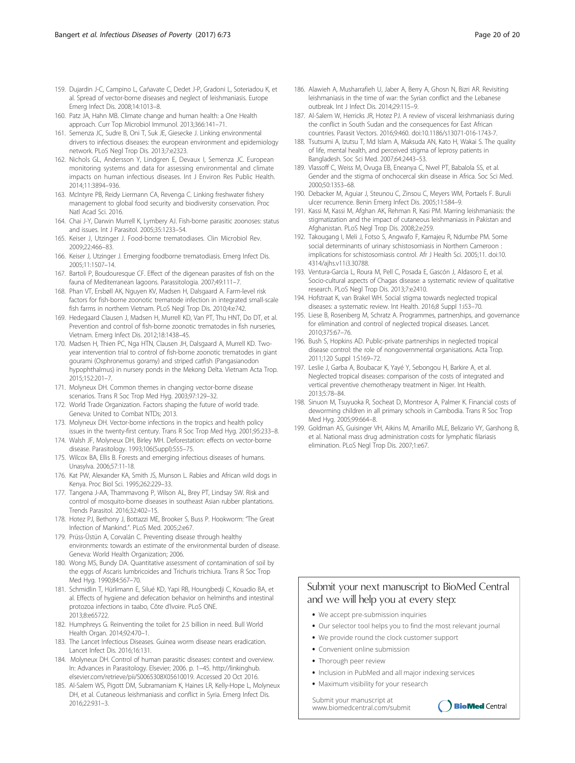159. Dujardin J-C, Campino L, Cañavate C, Dedet J-P, Gradoni L, Soteriadou K, et al. Spread of vector-borne diseases and neglect of leishmaniasis. Europe Emerg Infect Dis. 2008;14:1013–8.
160. Patz JA, Hahn MB. Climate change and human health: a One Health approach. Curr Top Microbiol Immunol. 2013;366:141–71.
161. Semenza JC, Sudre B, Oni T, Suk JE, Giesecke J. Linking environmental drivers to infectious diseases: the european environment and epidemiology network. PLoS Negl Trop Dis. 2013;7:e2323.
162. Nichols GL, Andersson Y, Lindgren E, Devaux I, Semenza JC. European monitoring systems and data for assessing environmental and climate impacts on human infectious diseases. Int J Environ Res Public Health. 2014;11:3894–936.
163. McIntyre PB, Reidy Liermann CA, Revenga C. Linking freshwater fishery management to global food security and biodiversity conservation. Proc Natl Acad Sci. 2016.
164. Chai J-Y, Darwin Murrell K, Lymbery AJ. Fish-borne parasitic zoonoses: status and issues. Int J Parasitol. 2005;35:1233–54.
165. Keiser J, Utzinger J. Food-borne trematodiases. Clin Microbiol Rev. 2009;22:466–83.
166. Keiser J, Utzinger J. Emerging foodborne trematodiasis. Emerg Infect Dis. 2005;11:1507–14.
167. Bartoli P, Boudouresque CF. Effect of the digenean parasites of fish on the fauna of Mediterranean lagoons. Parassitologia. 2007;49:111–7.
168. Phan VT, Ersbøll AK, Nguyen KV, Madsen H, Dalsgaard A. Farm-level risk factors for fish-borne zoonotic trematode infection in integrated small-scale fish farms in northern Vietnam. PLoS Negl Trop Dis. 2010;4:e742.
169. Hedegaard Clausen J, Madsen H, Murrell KD, Van PT, Thu HNT, Do DT, et al. Prevention and control of fish-borne zoonotic trematodes in fish nurseries, Vietnam. Emerg Infect Dis. 2012;18:1438–45.
170. Madsen H, Thien PC, Nga HTN, Clausen JH, Dalsgaard A, Murrell KD. Two-year intervention trial to control of fish-borne zoonotic trematodes in giant gourami (Osphronemus goramy) and striped catfish (Pangasianodon hypophthalmus) in nursery ponds in the Mekong Delta. Vietnam Acta Trop. 2015;152:201–7.
171. Molyneux DH. Common themes in changing vector-borne disease scenarios. Trans R Soc Trop Med Hyg. 2003;97:129–32.
172. World Trade Organization. Factors shaping the future of world trade. Geneva: United to Combat NTDs; 2013.
173. Molyneux DH. Vector-borne infections in the tropics and health policy issues in the twenty-first century. Trans R Soc Trop Med Hyg. 2001;95:233–8.
174. Walsh JF, Molyneux DH, Birley MH. Deforestation: effects on vector-borne disease. Parasitology. 1993;106(Suppl):S55–75.
175. Wilcox BA, Ellis B. Forests and emerging infectious diseases of humans. Unasylva. 2006;57:11-18.
176. Kat PW, Alexander KA, Smith JS, Munson L. Rabies and African wild dogs in Kenya. Proc Biol Sci. 1995;262:229–33.
177. Tangena J-AA, Thammavong P, Wilson AL, Brey PT, Lindsay SW. Risk and control of mosquito-borne diseases in southeast Asian rubber plantations. Trends Parasitol. 2016;32:402–15.
178. Hotez PJ, Bethony J, Bottazzi ME, Brooker S, Buss P. Hookworm: "The Great Infection of Mankind.". PLoS Med. 2005;2:e67.
179. Prüss-Üstün A, Corvalán C. Preventing disease through healthy environments: towards an estimate of the environmental burden of disease. Geneva: World Health Organization; 2006.
180. Wong MS, Bundy DA. Quantitative assessment of contamination of soil by the eggs of Ascaris lumbricoides and Trichuris trichiura. Trans R Soc Trop Med Hyg. 1990;84:567–70.
181. Schmidlin T, Hürlimann E, Silué KD, Yapi RB, Houngbedji C, Kouadio BA, et al. Effects of hygiene and defecation behavior on helminths and intestinal protozoa infections in taabo, Côte d'Ivoire. PLoS ONE. 2013;8:e65722.
182. Humphreys G. Reinventing the toilet for 2.5 billion in need. Bull World Health Organ. 2014;92:470–1.
183. The Lancet Infectious Diseases. Guinea worm disease nears eradication. Lancet Infect Dis. 2016;16:131.
184. Molyneux DH. Control of human parasitic diseases: context and overview. In: Advances in Parasitology. Elsevier; 2006. p. 1–45. http://linkinghub.elsevier.com/retrieve/pii/S0065308X05610019. Accessed 20 Oct 2016.
185. Al-Salem WS, Pigott DM, Subramaniam K, Haines LR, Kelly-Hope L, Molyneux DH, et al. Cutaneous leishmaniasis and conflict in Syria. Emerg Infect Dis. 2016;22:931–3.
186. Alawieh A, Musharrafieh U, Jaber A, Berry A, Ghosn N, Bizri AR. Revisiting leishmaniasis in the time of war: the Syrian conflict and the Lebanese outbreak. Int J Infect Dis. 2014;29:115–9.
187. Al-Salem W, Herricks JR, Hotez PJ. A review of visceral leishmaniasis during the conflict in South Sudan and the consequences for East African countries. Parasit Vectors. 2016;9:460. doi:10.1186/s13071-016-1743-7.
188. Tsutsumi A, Izutsu T, Md Islam A, Maksuda AN, Kato H, Wakai S. The quality of life, mental health, and perceived stigma of leprosy patients in Bangladesh. Soc Sci Med. 2007;64:2443–53.
189. Vlassoff C, Weiss M, Ovuga EB, Eneanya C, Nwel PT, Babalola SS, et al. Gender and the stigma of onchocercal skin disease in Africa. Soc Sci Med. 2000;50:1353–68.
190. Debacker M, Aguiar J, Steunou C, Zinsou C, Meyers WM, Portaels F. Buruli ulcer recurrence. Benin Emerg Infect Dis. 2005;11:584–9.
191. Kassi M, Kassi M, Afghan AK, Rehman R, Kasi PM. Marring leishmaniasis: the stigmatization and the impact of cutaneous leishmaniasis in Pakistan and Afghanistan. PLoS Negl Trop Dis. 2008;2:e259.
192. Takougang I, Meli J, Fotso S, Angwafo F, Kamajeu R, Ndumbe PM. Some social determinants of urinary schistosomiasis in Northern Cameroon : implications for schistosomiasis control. Afr J Health Sci. 2005;11. doi:10.4314/ajhs.v11i3.30788.
193. Ventura-Garcia L, Roura M, Pell C, Posada E, Gascón J, Aldasoro E, et al. Socio-cultural aspects of Chagas disease: a systematic review of qualitative research. PLoS Negl Trop Dis. 2013;7:e2410.
194. Hofstraat K, van Brakel WH. Social stigma towards neglected tropical diseases: a systematic review. Int Health. 2016;8 Suppl 1:i53–70.
195. Liese B, Rosenberg M, Schratz A. Programmes, partnerships, and governance for elimination and control of neglected tropical diseases. Lancet. 2010;375:67–76.
196. Bush S, Hopkins AD. Public-private partnerships in neglected tropical disease control: the role of nongovernmental organisations. Acta Trop. 2011;120 Suppl 1:S169–72.
197. Leslie J, Garba A, Boubacar K, Yayé Y, Sebongou H, Barkire A, et al. Neglected tropical diseases: comparison of the costs of integrated and vertical preventive chemotherapy treatment in Niger. Int Health. 2013;5:78–84.
198. Sinuon M, Tsuyuoka R, Socheat D, Montresor A, Palmer K. Financial costs of deworming children in all primary schools in Cambodia. Trans R Soc Trop Med Hyg. 2005;99:664–8.
199. Goldman AS, Guisinger VH, Aikins M, Amarillo MLE, Belizario VY, Garshong B, et al. National mass drug administration costs for lymphatic filariasis elimination. PLoS Negl Trop Dis. 2007;1:e67.

Submit your next manuscript to BioMed Central and we will help you at every step:

- We accept pre-submission inquiries
- Our selector tool helps you to find the most relevant journal
- We provide round the clock customer support
- Convenient online submission
- Thorough peer review
- Inclusion in PubMed and all major indexing services
- Maximum visibility for your research

Submit your manuscript at www.biomedcentral.com/submit

BioMed Central